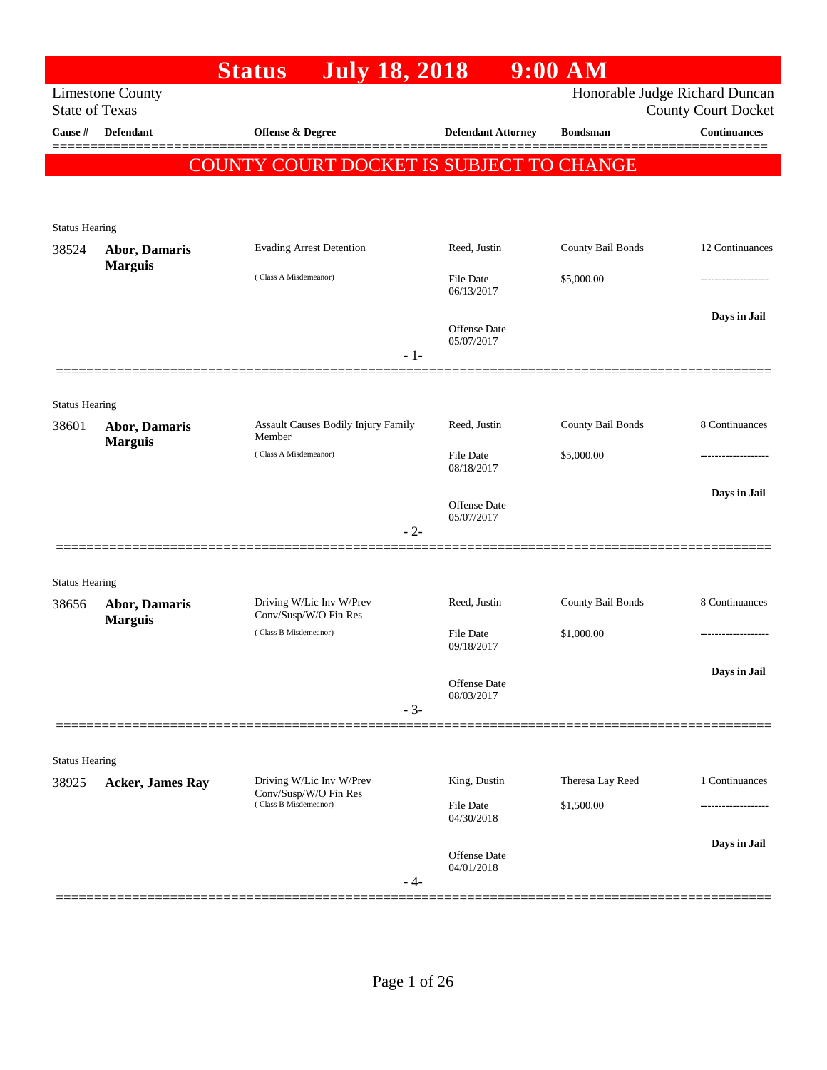# Status July 18, 2018 9:00 AM

Limestone County
State of Texas

Honorable Judge Richard Duncan
County Court Docket

| Cause # | Defendant | Offense & Degree | Defendant Attorney | Bondsman | Continuances |
|---|---|---|---|---|---|

## COUNTY COURT DOCKET IS SUBJECT TO CHANGE

---

Status Hearing

| Cause # | Defendant | Offense & Degree | Defendant Attorney | Bondsman | Continuances |
|---|---|---|---|---|---|
| 38524 | **Abor, Damaris Marguis** | Evading Arrest Detention (Class A Misdemeanor) | Reed, Justin | County Bail Bonds | 12 Continuances |
| | | | File Date 06/13/2017 | $5,000.00 | ------------------- |
| | | | Offense Date 05/07/2017 | | **Days in Jail** |

- 1-

---

Status Hearing

| Cause # | Defendant | Offense & Degree | Defendant Attorney | Bondsman | Continuances |
|---|---|---|---|---|---|
| 38601 | **Abor, Damaris Marguis** | Assault Causes Bodily Injury Family Member (Class A Misdemeanor) | Reed, Justin | County Bail Bonds | 8 Continuances |
| | | | File Date 08/18/2017 | $5,000.00 | ------------------- |
| | | | Offense Date 05/07/2017 | | **Days in Jail** |

- 2-

---

Status Hearing

| Cause # | Defendant | Offense & Degree | Defendant Attorney | Bondsman | Continuances |
|---|---|---|---|---|---|
| 38656 | **Abor, Damaris Marguis** | Driving W/Lic Inv W/Prev Conv/Susp/W/O Fin Res (Class B Misdemeanor) | Reed, Justin | County Bail Bonds | 8 Continuances |
| | | | File Date 09/18/2017 | $1,000.00 | ------------------- |
| | | | Offense Date 08/03/2017 | | **Days in Jail** |

- 3-

---

Status Hearing

| Cause # | Defendant | Offense & Degree | Defendant Attorney | Bondsman | Continuances |
|---|---|---|---|---|---|
| 38925 | **Acker, James Ray** | Driving W/Lic Inv W/Prev Conv/Susp/W/O Fin Res (Class B Misdemeanor) | King, Dustin | Theresa Lay Reed | 1 Continuances |
| | | | File Date 04/30/2018 | $1,500.00 | ------------------- |
| | | | Offense Date 04/01/2018 | | **Days in Jail** |

- 4-

---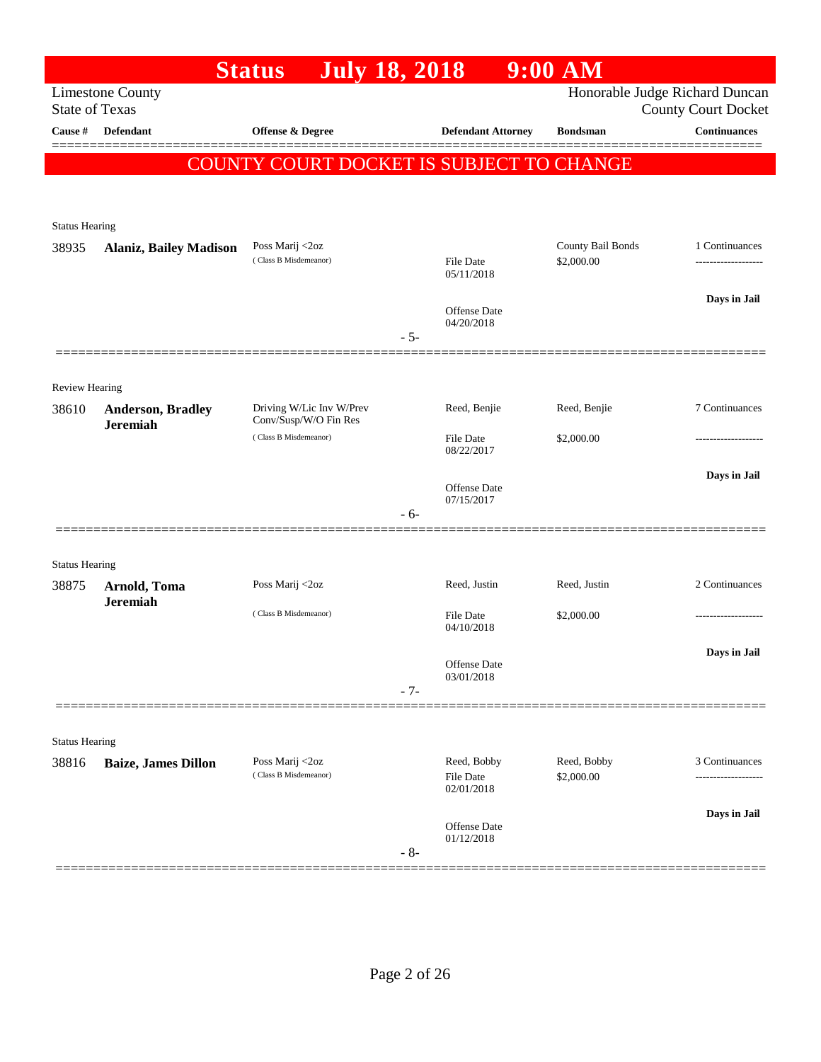# Status July 18, 2018 9:00 AM

Limestone County
State of Texas

Honorable Judge Richard Duncan
County Court Docket

| Cause # | Defendant | Offense & Degree | Defendant Attorney | Bondsman | Continuances |
|---|---|---|---|---|---|

**COUNTY COURT DOCKET IS SUBJECT TO CHANGE**

Status Hearing

| Cause # | Defendant | Offense & Degree | Defendant Attorney | Bondsman | Continuances |
|---|---|---|---|---|---|
| 38935 | **Alaniz, Bailey Madison** | Poss Marij <2oz ( Class B Misdemeanor) | File Date 05/11/2018; Offense Date 04/20/2018 | County Bail Bonds $2,000.00 | 1 Continuances; Days in Jail |

- 5-

Review Hearing

| Cause # | Defendant | Offense & Degree | Defendant Attorney | Bondsman | Continuances |
|---|---|---|---|---|---|
| 38610 | **Anderson, Bradley Jeremiah** | Driving W/Lic Inv W/Prev Conv/Susp/W/O Fin Res ( Class B Misdemeanor) | Reed, Benjie; File Date 08/22/2017; Offense Date 07/15/2017 | Reed, Benjie $2,000.00 | 7 Continuances; Days in Jail |

- 6-

Status Hearing

| Cause # | Defendant | Offense & Degree | Defendant Attorney | Bondsman | Continuances |
|---|---|---|---|---|---|
| 38875 | **Arnold, Toma Jeremiah** | Poss Marij <2oz ( Class B Misdemeanor) | Reed, Justin; File Date 04/10/2018; Offense Date 03/01/2018 | Reed, Justin $2,000.00 | 2 Continuances; Days in Jail |

- 7-

Status Hearing

| Cause # | Defendant | Offense & Degree | Defendant Attorney | Bondsman | Continuances |
|---|---|---|---|---|---|
| 38816 | **Baize, James Dillon** | Poss Marij <2oz ( Class B Misdemeanor) | Reed, Bobby; File Date 02/01/2018; Offense Date 01/12/2018 | Reed, Bobby $2,000.00 | 3 Continuances; Days in Jail |

- 8-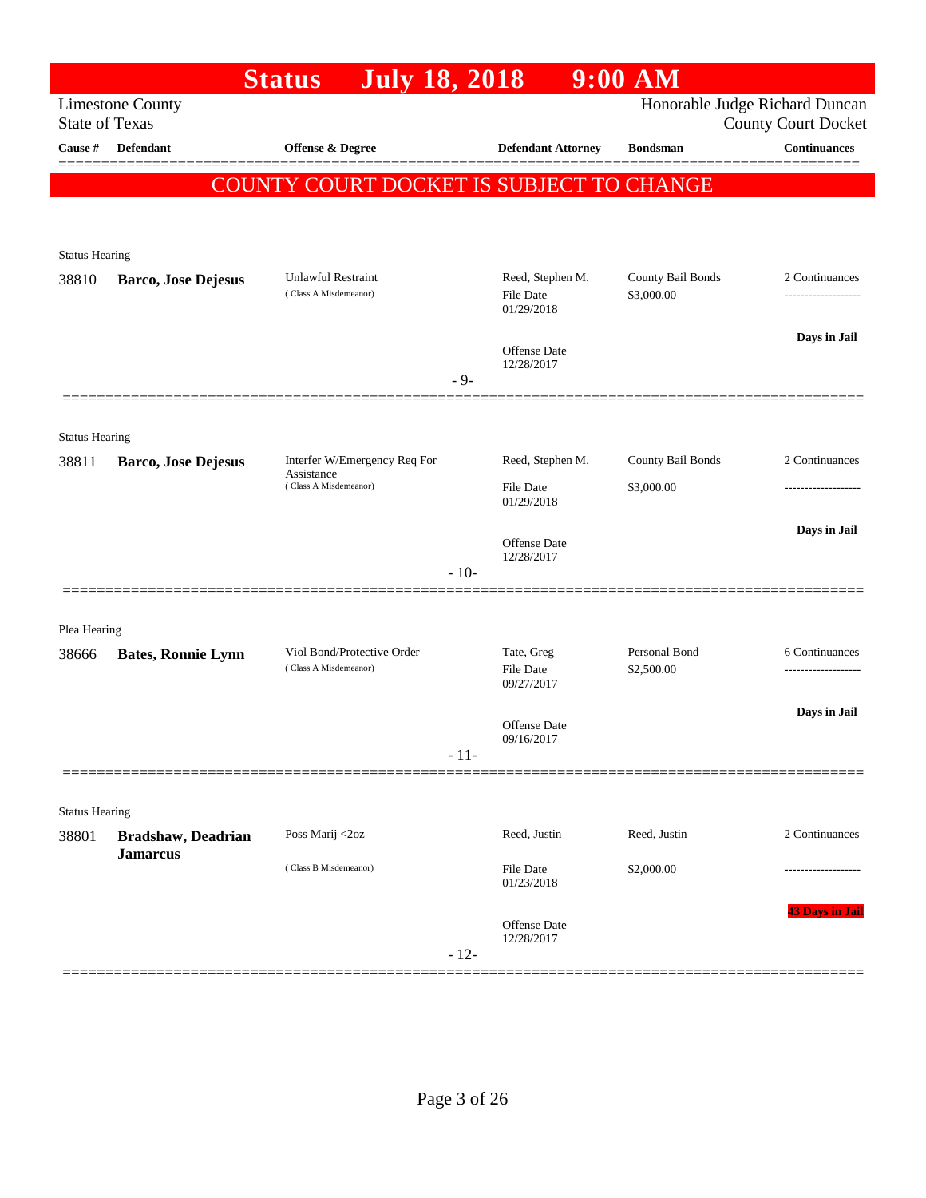# Status July 18, 2018 9:00 AM

Limestone County
State of Texas

Honorable Judge Richard Duncan
County Court Docket

**COUNTY COURT DOCKET IS SUBJECT TO CHANGE**

| Cause # | Defendant | Offense & Degree | Defendant Attorney | Bondsman | Continuances |
|---|---|---|---|---|---|
| Status Hearing | | | | | |
| 38810 | **Barco, Jose Dejesus** | Unlawful Restraint (Class A Misdemeanor) | Reed, Stephen M. File Date 01/29/2018 Offense Date 12/28/2017 | County Bail Bonds $3,000.00 | 2 Continuances ------------------- **Days in Jail** |
| | | - 9- | | | |
| Status Hearing | | | | | |
| 38811 | **Barco, Jose Dejesus** | Interfer W/Emergency Req For Assistance (Class A Misdemeanor) | Reed, Stephen M. File Date 01/29/2018 Offense Date 12/28/2017 | County Bail Bonds $3,000.00 | 2 Continuances ------------------- **Days in Jail** |
| | | - 10- | | | |
| Plea Hearing | | | | | |
| 38666 | **Bates, Ronnie Lynn** | Viol Bond/Protective Order (Class A Misdemeanor) | Tate, Greg File Date 09/27/2017 Offense Date 09/16/2017 | Personal Bond $2,500.00 | 6 Continuances ------------------- **Days in Jail** |
| | | - 11- | | | |
| Status Hearing | | | | | |
| 38801 | **Bradshaw, Deadrian Jamarcus** | Poss Marij <2oz (Class B Misdemeanor) | Reed, Justin File Date 01/23/2018 Offense Date 12/28/2017 | Reed, Justin $2,000.00 | 2 Continuances ------------------- **43 Days in Jail** |
| | | - 12- | | | |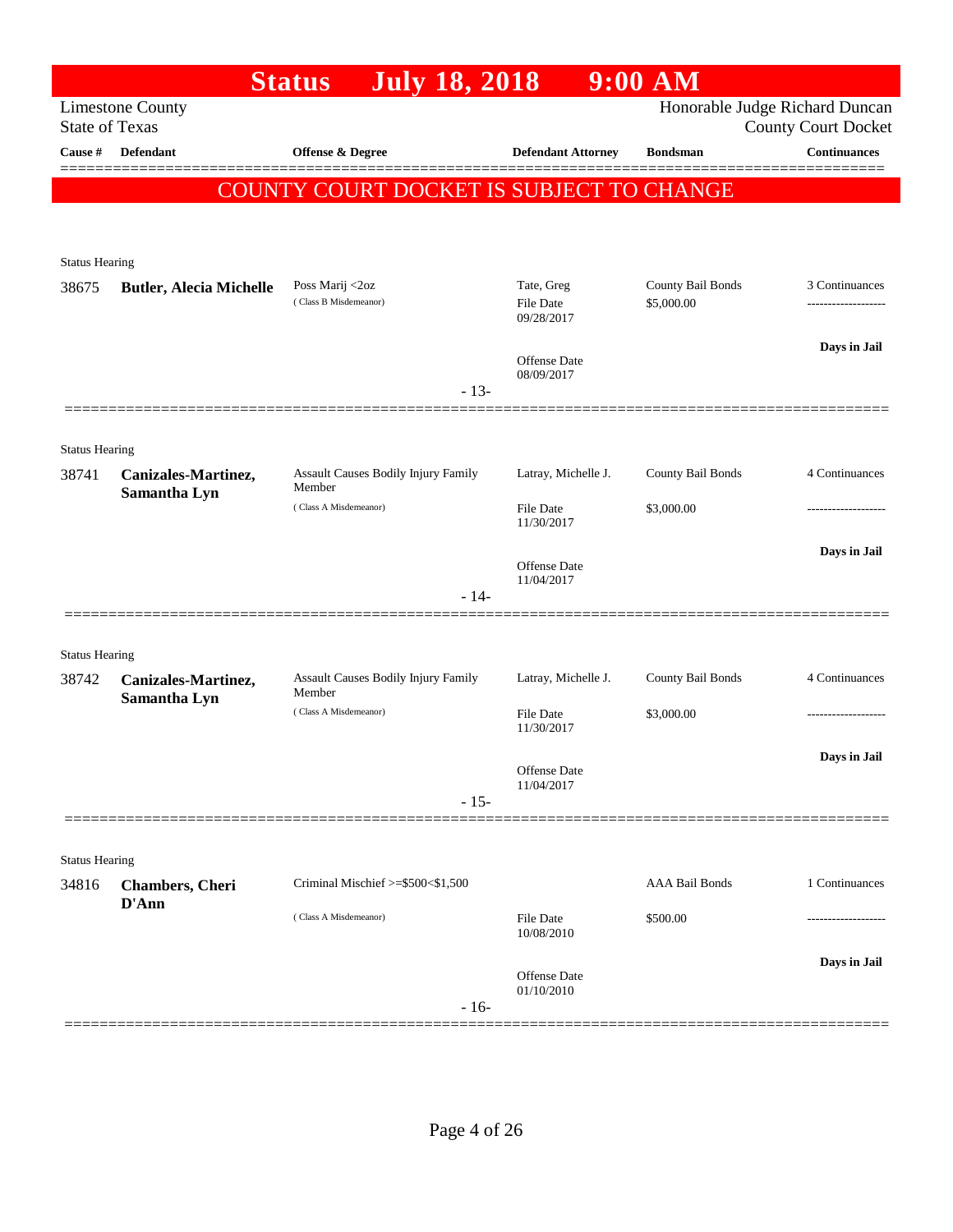# Status July 18, 2018 9:00 AM

Limestone County
State of Texas

Honorable Judge Richard Duncan
County Court Docket

| Cause # | Defendant | Offense & Degree | Defendant Attorney | Bondsman | Continuances |
|---|---|---|---|---|---|

**COUNTY COURT DOCKET IS SUBJECT TO CHANGE**

---

Status Hearing

| Cause # | Defendant | Offense & Degree | Defendant Attorney | Bondsman | Continuances |
|---|---|---|---|---|---|
| 38675 | **Butler, Alecia Michelle** | Poss Marij <2oz (Class B Misdemeanor) | Tate, Greg<br>File Date 09/28/2017<br>Offense Date 08/09/2017 | County Bail Bonds<br>$5,000.00 | 3 Continuances<br>-------------------<br>**Days in Jail** |

- 13-

---

Status Hearing

| Cause # | Defendant | Offense & Degree | Defendant Attorney | Bondsman | Continuances |
|---|---|---|---|---|---|
| 38741 | **Canizales-Martinez, Samantha Lyn** | Assault Causes Bodily Injury Family Member (Class A Misdemeanor) | Latray, Michelle J.<br>File Date 11/30/2017<br>Offense Date 11/04/2017 | County Bail Bonds<br>$3,000.00 | 4 Continuances<br>-------------------<br>**Days in Jail** |

- 14-

---

Status Hearing

| Cause # | Defendant | Offense & Degree | Defendant Attorney | Bondsman | Continuances |
|---|---|---|---|---|---|
| 38742 | **Canizales-Martinez, Samantha Lyn** | Assault Causes Bodily Injury Family Member (Class A Misdemeanor) | Latray, Michelle J.<br>File Date 11/30/2017<br>Offense Date 11/04/2017 | County Bail Bonds<br>$3,000.00 | 4 Continuances<br>-------------------<br>**Days in Jail** |

- 15-

---

Status Hearing

| Cause # | Defendant | Offense & Degree | Defendant Attorney | Bondsman | Continuances |
|---|---|---|---|---|---|
| 34816 | **Chambers, Cheri D'Ann** | Criminal Mischief >=$500<$1,500 (Class A Misdemeanor) | File Date 10/08/2010<br>Offense Date 01/10/2010 | AAA Bail Bonds<br>$500.00 | 1 Continuances<br>-------------------<br>**Days in Jail** |

- 16-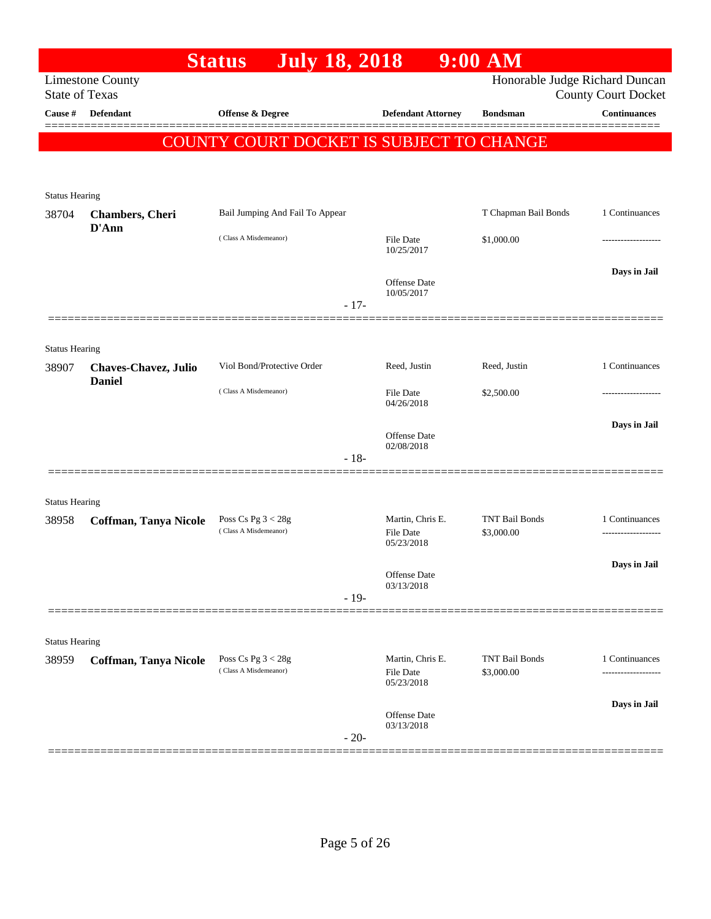# Status July 18, 2018 9:00 AM

Limestone County
State of Texas

Honorable Judge Richard Duncan
County Court Docket

**COUNTY COURT DOCKET IS SUBJECT TO CHANGE**

| Cause # | Defendant | Offense & Degree | Defendant Attorney | Bondsman | Continuances |
|---|---|---|---|---|---|
| Status Hearing | | | | | |
| 38704 | **Chambers, Cheri D'Ann** | Bail Jumping And Fail To Appear<br>( Class A Misdemeanor) | File Date 10/25/2017<br>Offense Date 10/05/2017 | T Chapman Bail Bonds<br>$1,000.00 | 1 Continuances<br>-------------------<br>**Days in Jail** |
| | | - 17- | | | |
| Status Hearing | | | | | |
| 38907 | **Chaves-Chavez, Julio Daniel** | Viol Bond/Protective Order<br>( Class A Misdemeanor) | Reed, Justin<br>File Date 04/26/2018<br>Offense Date 02/08/2018 | Reed, Justin<br>$2,500.00 | 1 Continuances<br>-------------------<br>**Days in Jail** |
| | | - 18- | | | |
| Status Hearing | | | | | |
| 38958 | **Coffman, Tanya Nicole** | Poss Cs Pg 3 < 28g<br>( Class A Misdemeanor) | Martin, Chris E.<br>File Date 05/23/2018<br>Offense Date 03/13/2018 | TNT Bail Bonds<br>$3,000.00 | 1 Continuances<br>-------------------<br>**Days in Jail** |
| | | - 19- | | | |
| Status Hearing | | | | | |
| 38959 | **Coffman, Tanya Nicole** | Poss Cs Pg 3 < 28g<br>( Class A Misdemeanor) | Martin, Chris E.<br>File Date 05/23/2018<br>Offense Date 03/13/2018 | TNT Bail Bonds<br>$3,000.00 | 1 Continuances<br>-------------------<br>**Days in Jail** |
| | | - 20- | | | |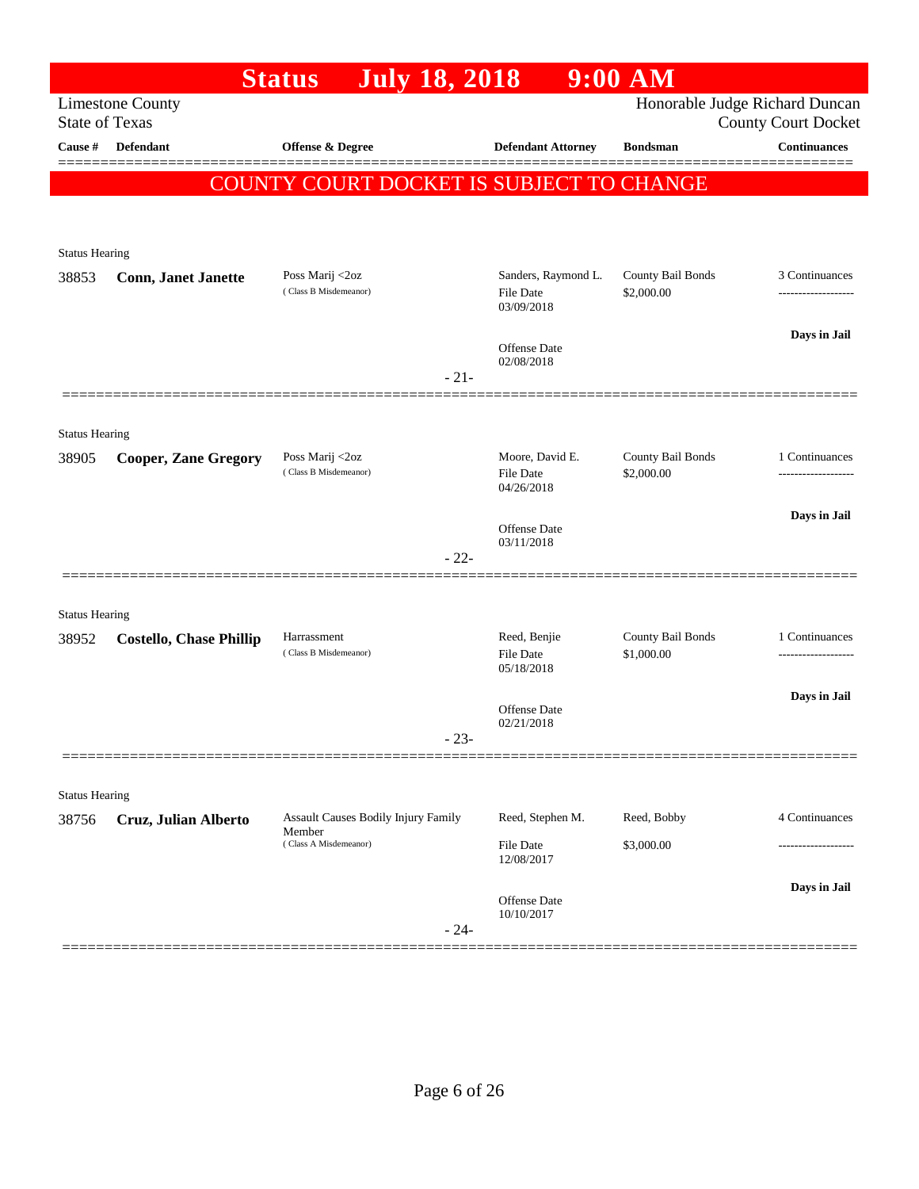# Status July 18, 2018 9:00 AM

Limestone County
State of Texas

Honorable Judge Richard Duncan
County Court Docket

| Cause # | Defendant | Offense & Degree | Defendant Attorney | Bondsman | Continuances |
|---|---|---|---|---|---|

COUNTY COURT DOCKET IS SUBJECT TO CHANGE

Status Hearing

| Cause # | Defendant | Offense & Degree | Defendant Attorney | Bondsman | Continuances |
|---|---|---|---|---|---|
| 38853 | **Conn, Janet Janette** | Poss Marij <2oz (Class B Misdemeanor) | Sanders, Raymond L. File Date 03/09/2018 Offense Date 02/08/2018 | County Bail Bonds $2,000.00 | 3 Continuances ------------------- **Days in Jail** |

- 21-

Status Hearing

| Cause # | Defendant | Offense & Degree | Defendant Attorney | Bondsman | Continuances |
|---|---|---|---|---|---|
| 38905 | **Cooper, Zane Gregory** | Poss Marij <2oz (Class B Misdemeanor) | Moore, David E. File Date 04/26/2018 Offense Date 03/11/2018 | County Bail Bonds $2,000.00 | 1 Continuances ------------------- **Days in Jail** |

- 22-

Status Hearing

| Cause # | Defendant | Offense & Degree | Defendant Attorney | Bondsman | Continuances |
|---|---|---|---|---|---|
| 38952 | **Costello, Chase Phillip** | Harrassment (Class B Misdemeanor) | Reed, Benjie File Date 05/18/2018 Offense Date 02/21/2018 | County Bail Bonds $1,000.00 | 1 Continuances ------------------- **Days in Jail** |

- 23-

Status Hearing

| Cause # | Defendant | Offense & Degree | Defendant Attorney | Bondsman | Continuances |
|---|---|---|---|---|---|
| 38756 | **Cruz, Julian Alberto** | Assault Causes Bodily Injury Family Member (Class A Misdemeanor) | Reed, Stephen M. File Date 12/08/2017 Offense Date 10/10/2017 | Reed, Bobby $3,000.00 | 4 Continuances ------------------- **Days in Jail** |

- 24-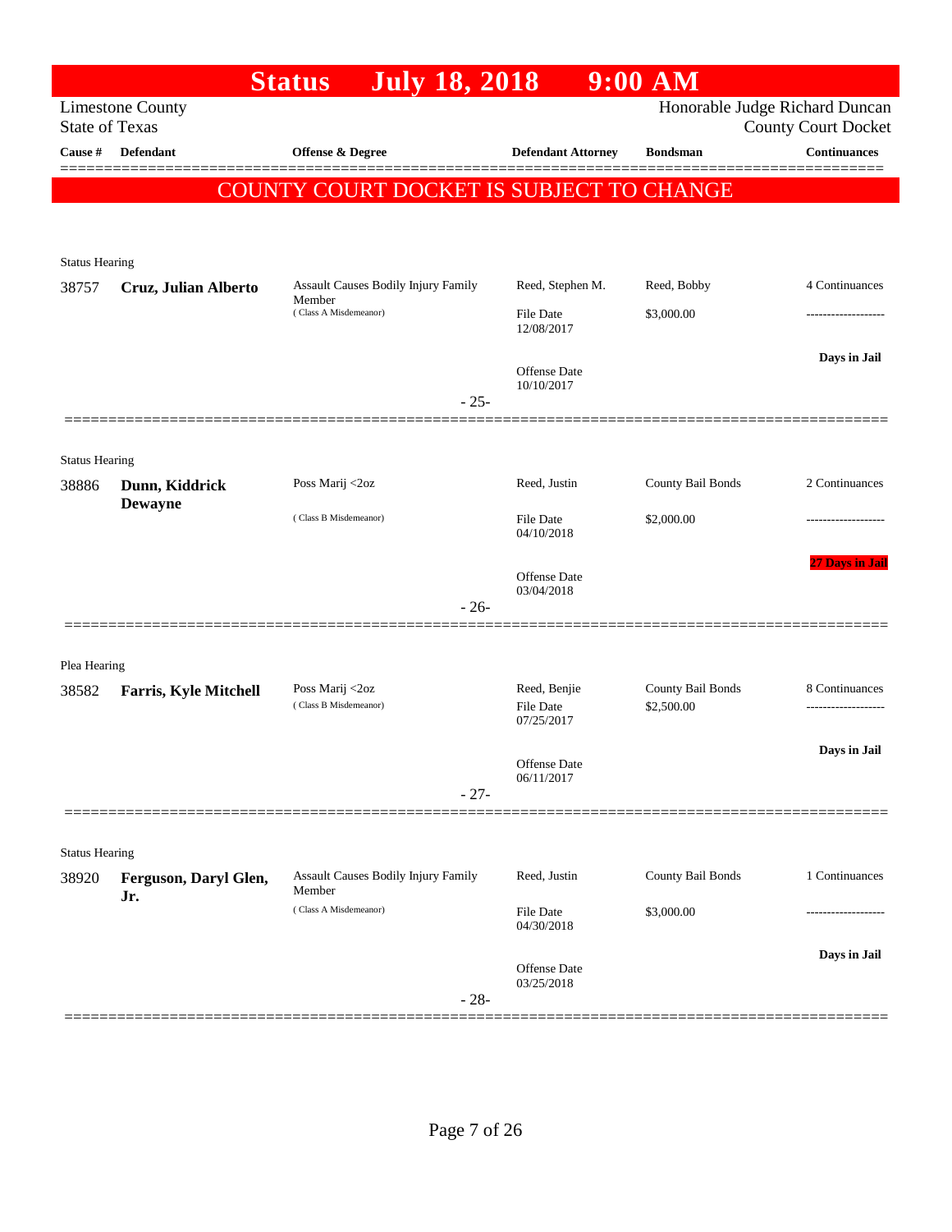# Status July 18, 2018 9:00 AM

Limestone County
State of Texas

Honorable Judge Richard Duncan
County Court Docket

| Cause # | Defendant | Offense & Degree | Defendant Attorney | Bondsman | Continuances |
|---|---|---|---|---|---|

**COUNTY COURT DOCKET IS SUBJECT TO CHANGE**

Status Hearing

| Cause # | Defendant | Offense & Degree | Defendant Attorney | Bondsman | Continuances |
|---|---|---|---|---|---|
| 38757 | **Cruz, Julian Alberto** | Assault Causes Bodily Injury Family Member (Class A Misdemeanor) | Reed, Stephen M. | Reed, Bobby | 4 Continuances |
| | | | File Date 12/08/2017 | $3,000.00 | ------------------- |
| | | | Offense Date 10/10/2017 | | **Days in Jail** |

- 25-

Status Hearing

| Cause # | Defendant | Offense & Degree | Defendant Attorney | Bondsman | Continuances |
|---|---|---|---|---|---|
| 38886 | **Dunn, Kiddrick Dewayne** | Poss Marij <2oz (Class B Misdemeanor) | Reed, Justin | County Bail Bonds | 2 Continuances |
| | | | File Date 04/10/2018 | $2,000.00 | ------------------- |
| | | | Offense Date 03/04/2018 | | **27 Days in Jail** |

- 26-

Plea Hearing

| Cause # | Defendant | Offense & Degree | Defendant Attorney | Bondsman | Continuances |
|---|---|---|---|---|---|
| 38582 | **Farris, Kyle Mitchell** | Poss Marij <2oz (Class B Misdemeanor) | Reed, Benjie | County Bail Bonds | 8 Continuances |
| | | | File Date 07/25/2017 | $2,500.00 | ------------------- |
| | | | Offense Date 06/11/2017 | | **Days in Jail** |

- 27-

Status Hearing

| Cause # | Defendant | Offense & Degree | Defendant Attorney | Bondsman | Continuances |
|---|---|---|---|---|---|
| 38920 | **Ferguson, Daryl Glen, Jr.** | Assault Causes Bodily Injury Family Member (Class A Misdemeanor) | Reed, Justin | County Bail Bonds | 1 Continuances |
| | | | File Date 04/30/2018 | $3,000.00 | ------------------- |
| | | | Offense Date 03/25/2018 | | **Days in Jail** |

- 28-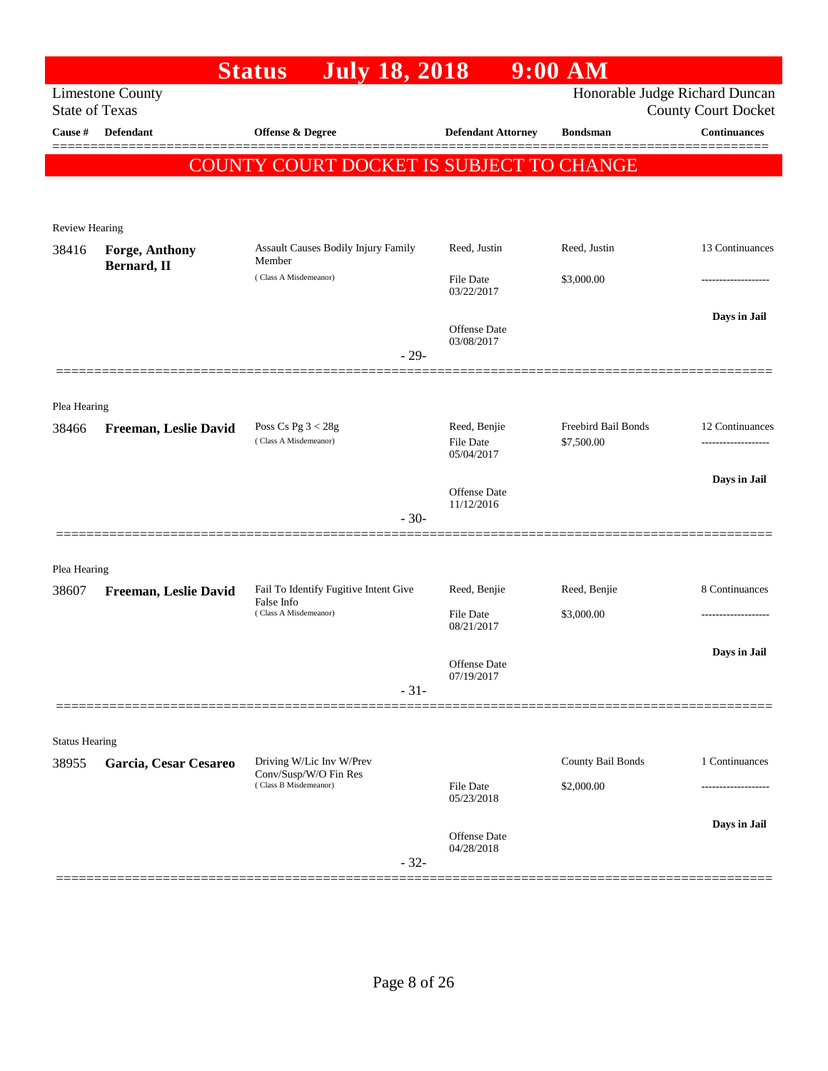# Status July 18, 2018 9:00 AM

Limestone County
State of Texas

Honorable Judge Richard Duncan
County Court Docket

| Cause # | Defendant | Offense & Degree | Defendant Attorney | Bondsman | Continuances |
|---|---|---|---|---|---|

**COUNTY COURT DOCKET IS SUBJECT TO CHANGE**

Review Hearing

| Cause # | Defendant | Offense & Degree | Defendant Attorney | Bondsman | Continuances |
|---|---|---|---|---|---|
| 38416 | **Forge, Anthony Bernard, II** | Assault Causes Bodily Injury Family Member (Class A Misdemeanor) | Reed, Justin | Reed, Justin | 13 Continuances |
| | | | File Date 03/22/2017 | $3,000.00 | ------------------- |
| | | | Offense Date 03/08/2017 | | **Days in Jail** |

- 29-

Plea Hearing

| Cause # | Defendant | Offense & Degree | Defendant Attorney | Bondsman | Continuances |
|---|---|---|---|---|---|
| 38466 | **Freeman, Leslie David** | Poss Cs Pg 3 < 28g (Class A Misdemeanor) | Reed, Benjie | Freebird Bail Bonds | 12 Continuances |
| | | | File Date 05/04/2017 | $7,500.00 | ------------------- |
| | | | Offense Date 11/12/2016 | | **Days in Jail** |

- 30-

Plea Hearing

| Cause # | Defendant | Offense & Degree | Defendant Attorney | Bondsman | Continuances |
|---|---|---|---|---|---|
| 38607 | **Freeman, Leslie David** | Fail To Identify Fugitive Intent Give False Info (Class A Misdemeanor) | Reed, Benjie | Reed, Benjie | 8 Continuances |
| | | | File Date 08/21/2017 | $3,000.00 | ------------------- |
| | | | Offense Date 07/19/2017 | | **Days in Jail** |

- 31-

Status Hearing

| Cause # | Defendant | Offense & Degree | Defendant Attorney | Bondsman | Continuances |
|---|---|---|---|---|---|
| 38955 | **Garcia, Cesar Cesareo** | Driving W/Lic Inv W/Prev Conv/Susp/W/O Fin Res (Class B Misdemeanor) | | County Bail Bonds | 1 Continuances |
| | | | File Date 05/23/2018 | $2,000.00 | ------------------- |
| | | | Offense Date 04/28/2018 | | **Days in Jail** |

- 32-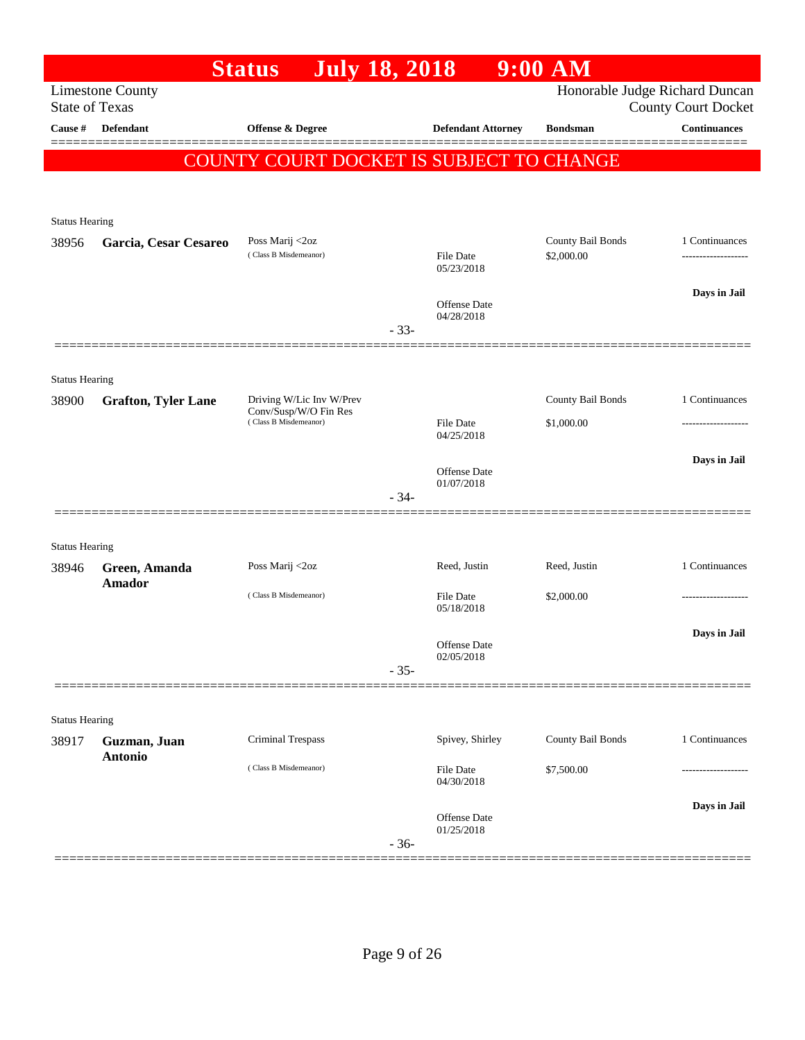# Status July 18, 2018 9:00 AM

Limestone County
State of Texas

Honorable Judge Richard Duncan
County Court Docket

| Cause # | Defendant | Offense & Degree | Defendant Attorney | Bondsman | Continuances |
|---|---|---|---|---|---|

**COUNTY COURT DOCKET IS SUBJECT TO CHANGE**

Status Hearing

| Cause # | Defendant | Offense & Degree | Defendant Attorney | Bondsman | Continuances |
|---|---|---|---|---|---|
| 38956 | **Garcia, Cesar Cesareo** | Poss Marij <2oz (Class B Misdemeanor) | File Date 05/23/2018<br>Offense Date 04/28/2018 | County Bail Bonds<br>$2,000.00 | 1 Continuances<br>-------------------<br>**Days in Jail** |

- 33-

Status Hearing

| Cause # | Defendant | Offense & Degree | Defendant Attorney | Bondsman | Continuances |
|---|---|---|---|---|---|
| 38900 | **Grafton, Tyler Lane** | Driving W/Lic Inv W/Prev Conv/Susp/W/O Fin Res (Class B Misdemeanor) | File Date 04/25/2018<br>Offense Date 01/07/2018 | County Bail Bonds<br>$1,000.00 | 1 Continuances<br>-------------------<br>**Days in Jail** |

- 34-

Status Hearing

| Cause # | Defendant | Offense & Degree | Defendant Attorney | Bondsman | Continuances |
|---|---|---|---|---|---|
| 38946 | **Green, Amanda Amador** | Poss Marij <2oz (Class B Misdemeanor) | Reed, Justin<br>File Date 05/18/2018<br>Offense Date 02/05/2018 | Reed, Justin<br>$2,000.00 | 1 Continuances<br>-------------------<br>**Days in Jail** |

- 35-

Status Hearing

| Cause # | Defendant | Offense & Degree | Defendant Attorney | Bondsman | Continuances |
|---|---|---|---|---|---|
| 38917 | **Guzman, Juan Antonio** | Criminal Trespass (Class B Misdemeanor) | Spivey, Shirley<br>File Date 04/30/2018<br>Offense Date 01/25/2018 | County Bail Bonds<br>$7,500.00 | 1 Continuances<br>-------------------<br>**Days in Jail** |

- 36-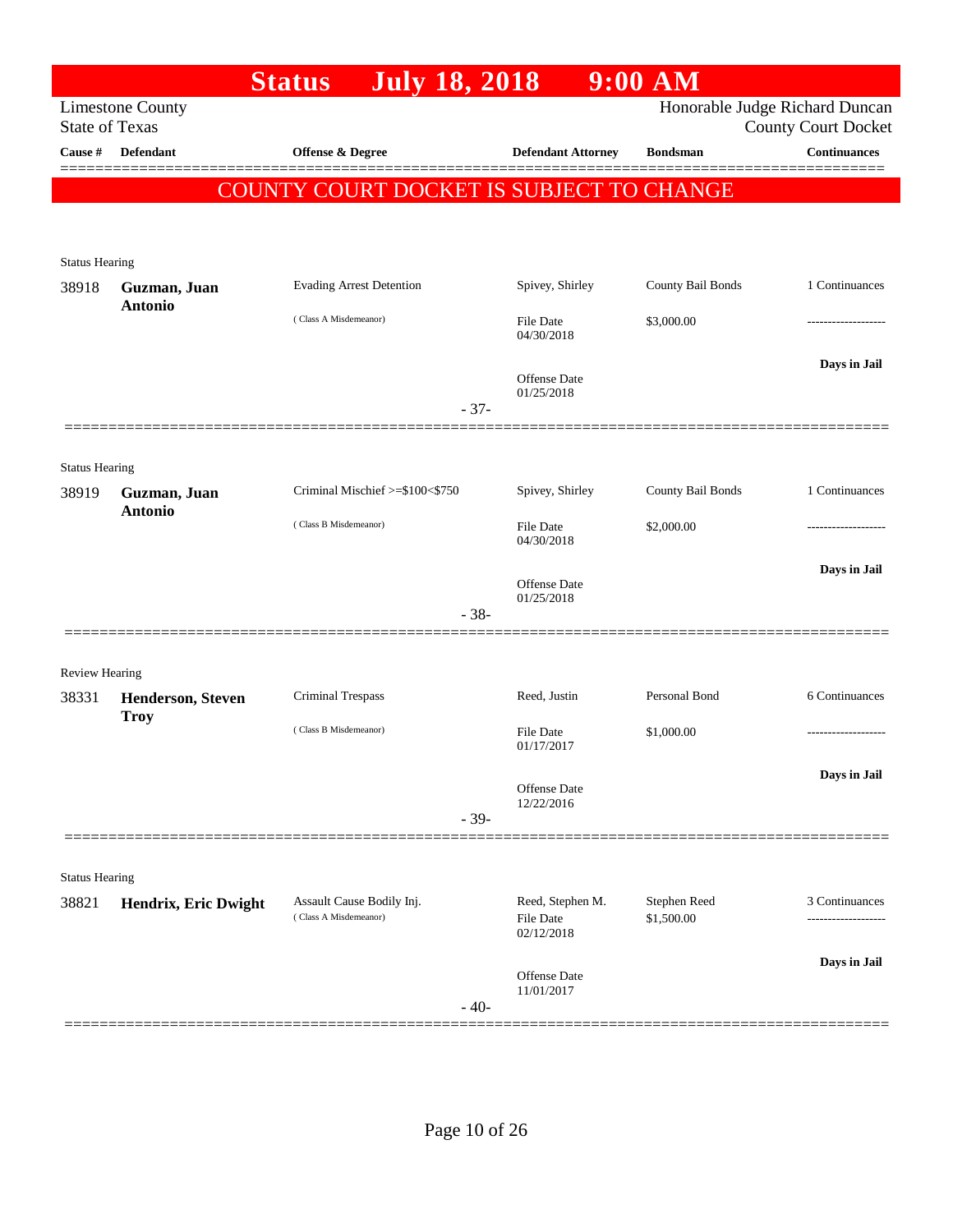# Status July 18, 2018 9:00 AM

Limestone County
State of Texas

Honorable Judge Richard Duncan
County Court Docket

| Cause # | Defendant | Offense & Degree | Defendant Attorney | Bondsman | Continuances |
|---|---|---|---|---|---|

**COUNTY COURT DOCKET IS SUBJECT TO CHANGE**

---

Status Hearing

| Cause # | Defendant | Offense & Degree | Defendant Attorney | Bondsman | Continuances |
|---|---|---|---|---|---|
| 38918 | **Guzman, Juan Antonio** | Evading Arrest Detention (Class A Misdemeanor) | Spivey, Shirley<br>File Date 04/30/2018<br>Offense Date 01/25/2018 | County Bail Bonds<br>$3,000.00 | 1 Continuances<br>-------------------<br>**Days in Jail** |

- 37-

---

Status Hearing

| Cause # | Defendant | Offense & Degree | Defendant Attorney | Bondsman | Continuances |
|---|---|---|---|---|---|
| 38919 | **Guzman, Juan Antonio** | Criminal Mischief >=$100<$750 (Class B Misdemeanor) | Spivey, Shirley<br>File Date 04/30/2018<br>Offense Date 01/25/2018 | County Bail Bonds<br>$2,000.00 | 1 Continuances<br>-------------------<br>**Days in Jail** |

- 38-

---

Review Hearing

| Cause # | Defendant | Offense & Degree | Defendant Attorney | Bondsman | Continuances |
|---|---|---|---|---|---|
| 38331 | **Henderson, Steven Troy** | Criminal Trespass (Class B Misdemeanor) | Reed, Justin<br>File Date 01/17/2017<br>Offense Date 12/22/2016 | Personal Bond<br>$1,000.00 | 6 Continuances<br>-------------------<br>**Days in Jail** |

- 39-

---

Status Hearing

| Cause # | Defendant | Offense & Degree | Defendant Attorney | Bondsman | Continuances |
|---|---|---|---|---|---|
| 38821 | **Hendrix, Eric Dwight** | Assault Cause Bodily Inj. (Class A Misdemeanor) | Reed, Stephen M.<br>File Date 02/12/2018<br>Offense Date 11/01/2017 | Stephen Reed<br>$1,500.00 | 3 Continuances<br>-------------------<br>**Days in Jail** |

- 40-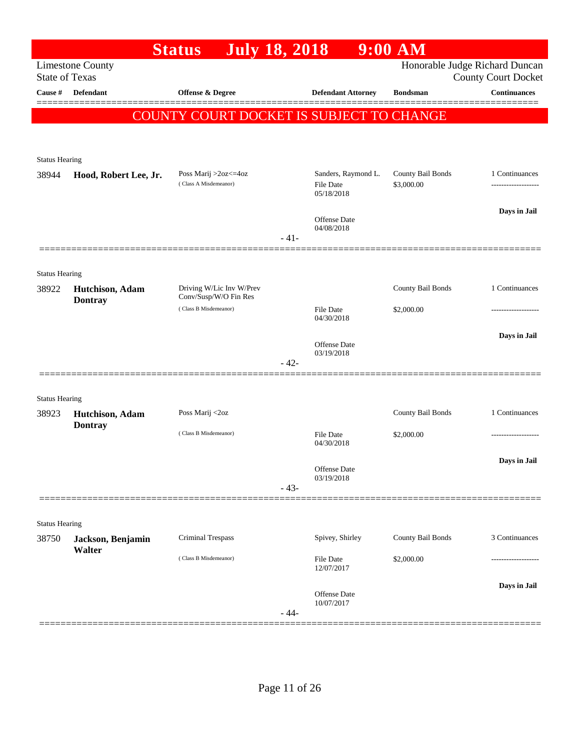# Status July 18, 2018 9:00 AM

Limestone County
State of Texas

Honorable Judge Richard Duncan
County Court Docket

| Cause # | Defendant | Offense & Degree | Defendant Attorney | Bondsman | Continuances |
|---|---|---|---|---|---|

**COUNTY COURT DOCKET IS SUBJECT TO CHANGE**

---

Status Hearing

| Cause # | Defendant | Offense & Degree | Defendant Attorney | Bondsman | Continuances |
|---|---|---|---|---|---|
| 38944 | **Hood, Robert Lee, Jr.** | Poss Marij >2oz<=4oz (Class A Misdemeanor) | Sanders, Raymond L.<br>File Date 05/18/2018<br>Offense Date 04/08/2018 | County Bail Bonds<br>$3,000.00 | 1 Continuances<br>Days in Jail |

- 41-

---

Status Hearing

| Cause # | Defendant | Offense & Degree | Defendant Attorney | Bondsman | Continuances |
|---|---|---|---|---|---|
| 38922 | **Hutchison, Adam Dontray** | Driving W/Lic Inv W/Prev Conv/Susp/W/O Fin Res (Class B Misdemeanor) | File Date 04/30/2018<br>Offense Date 03/19/2018 | County Bail Bonds<br>$2,000.00 | 1 Continuances<br>Days in Jail |

- 42-

---

Status Hearing

| Cause # | Defendant | Offense & Degree | Defendant Attorney | Bondsman | Continuances |
|---|---|---|---|---|---|
| 38923 | **Hutchison, Adam Dontray** | Poss Marij <2oz (Class B Misdemeanor) | File Date 04/30/2018<br>Offense Date 03/19/2018 | County Bail Bonds<br>$2,000.00 | 1 Continuances<br>Days in Jail |

- 43-

---

Status Hearing

| Cause # | Defendant | Offense & Degree | Defendant Attorney | Bondsman | Continuances |
|---|---|---|---|---|---|
| 38750 | **Jackson, Benjamin Walter** | Criminal Trespass (Class B Misdemeanor) | Spivey, Shirley<br>File Date 12/07/2017<br>Offense Date 10/07/2017 | County Bail Bonds<br>$2,000.00 | 3 Continuances<br>Days in Jail |

- 44-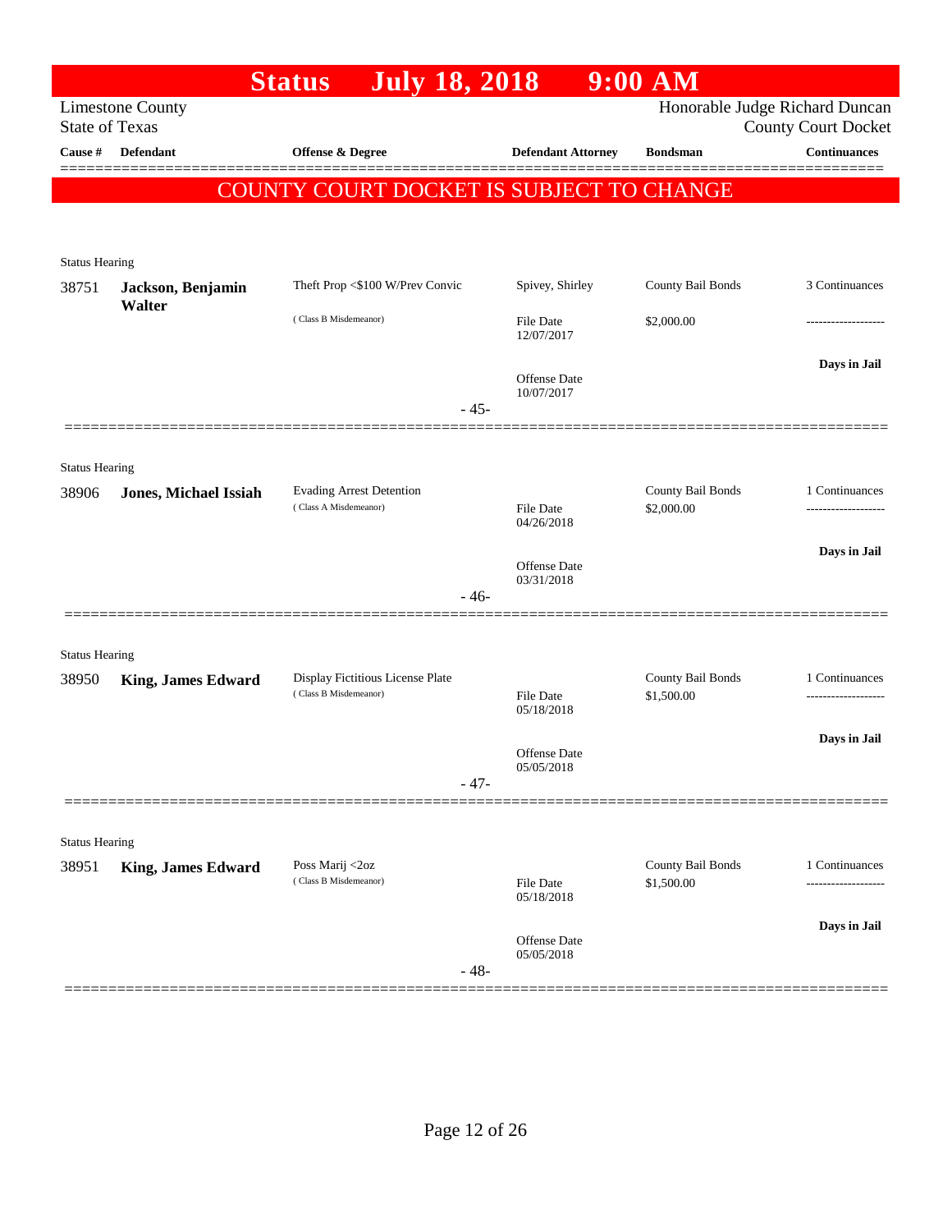# Status July 18, 2018 9:00 AM

Limestone County
State of Texas

Honorable Judge Richard Duncan
County Court Docket

| Cause # | Defendant | Offense & Degree | Defendant Attorney | Bondsman | Continuances |
|---|---|---|---|---|---|

**COUNTY COURT DOCKET IS SUBJECT TO CHANGE**

Status Hearing

| Cause # | Defendant | Offense & Degree | Defendant Attorney | Bondsman | Continuances |
|---|---|---|---|---|---|
| 38751 | **Jackson, Benjamin Walter** | Theft Prop <$100 W/Prev Convic (Class B Misdemeanor) | Spivey, Shirley | County Bail Bonds | 3 Continuances |
| | | | File Date 12/07/2017 | $2,000.00 | ------------------- |
| | | | Offense Date 10/07/2017 | | Days in Jail |

- 45-

Status Hearing

| Cause # | Defendant | Offense & Degree | Defendant Attorney | Bondsman | Continuances |
|---|---|---|---|---|---|
| 38906 | **Jones, Michael Issiah** | Evading Arrest Detention (Class A Misdemeanor) | | County Bail Bonds | 1 Continuances |
| | | | File Date 04/26/2018 | $2,000.00 | ------------------- |
| | | | Offense Date 03/31/2018 | | Days in Jail |

- 46-

Status Hearing

| Cause # | Defendant | Offense & Degree | Defendant Attorney | Bondsman | Continuances |
|---|---|---|---|---|---|
| 38950 | **King, James Edward** | Display Fictitious License Plate (Class B Misdemeanor) | | County Bail Bonds | 1 Continuances |
| | | | File Date 05/18/2018 | $1,500.00 | ------------------- |
| | | | Offense Date 05/05/2018 | | Days in Jail |

- 47-

Status Hearing

| Cause # | Defendant | Offense & Degree | Defendant Attorney | Bondsman | Continuances |
|---|---|---|---|---|---|
| 38951 | **King, James Edward** | Poss Marij <2oz (Class B Misdemeanor) | | County Bail Bonds | 1 Continuances |
| | | | File Date 05/18/2018 | $1,500.00 | ------------------- |
| | | | Offense Date 05/05/2018 | | Days in Jail |

- 48-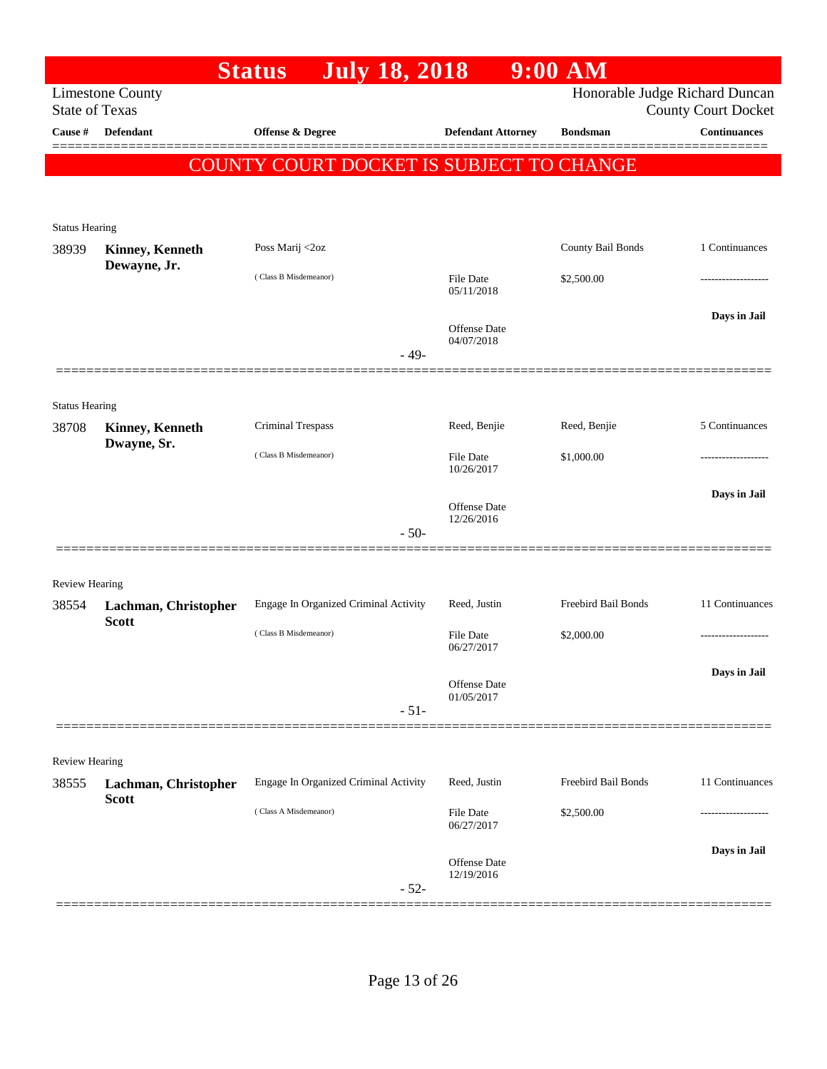# Status July 18, 2018 9:00 AM

Limestone County
State of Texas

Honorable Judge Richard Duncan
County Court Docket

| Cause # | Defendant | Offense & Degree | Defendant Attorney | Bondsman | Continuances |
|---|---|---|---|---|---|

**COUNTY COURT DOCKET IS SUBJECT TO CHANGE**

Status Hearing

| Cause # | Defendant | Offense & Degree | Defendant Attorney | Bondsman | Continuances |
|---|---|---|---|---|---|
| 38939 | **Kinney, Kenneth Dewayne, Jr.** | Poss Marij <2oz | | County Bail Bonds | 1 Continuances |
| | | ( Class B Misdemeanor) | File Date 05/11/2018 | $2,500.00 | ------------------- |
| | | | Offense Date 04/07/2018 | | **Days in Jail** |

- 49-

Status Hearing

| Cause # | Defendant | Offense & Degree | Defendant Attorney | Bondsman | Continuances |
|---|---|---|---|---|---|
| 38708 | **Kinney, Kenneth Dwayne, Sr.** | Criminal Trespass | Reed, Benjie | Reed, Benjie | 5 Continuances |
| | | ( Class B Misdemeanor) | File Date 10/26/2017 | $1,000.00 | ------------------- |
| | | | Offense Date 12/26/2016 | | **Days in Jail** |

- 50-

Review Hearing

| Cause # | Defendant | Offense & Degree | Defendant Attorney | Bondsman | Continuances |
|---|---|---|---|---|---|
| 38554 | **Lachman, Christopher Scott** | Engage In Organized Criminal Activity | Reed, Justin | Freebird Bail Bonds | 11 Continuances |
| | | ( Class B Misdemeanor) | File Date 06/27/2017 | $2,000.00 | ------------------- |
| | | | Offense Date 01/05/2017 | | **Days in Jail** |

- 51-

Review Hearing

| Cause # | Defendant | Offense & Degree | Defendant Attorney | Bondsman | Continuances |
|---|---|---|---|---|---|
| 38555 | **Lachman, Christopher Scott** | Engage In Organized Criminal Activity | Reed, Justin | Freebird Bail Bonds | 11 Continuances |
| | | ( Class A Misdemeanor) | File Date 06/27/2017 | $2,500.00 | ------------------- |
| | | | Offense Date 12/19/2016 | | **Days in Jail** |

- 52-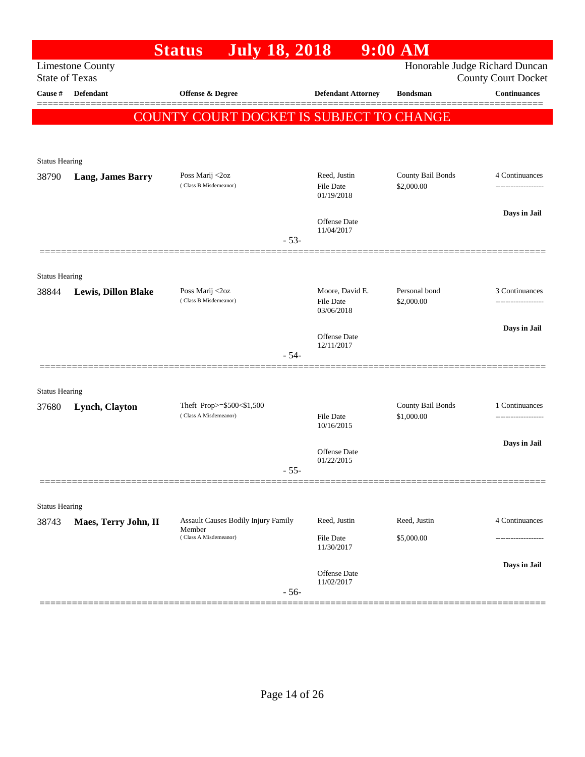# Status July 18, 2018 9:00 AM

Limestone County
State of Texas

Honorable Judge Richard Duncan
County Court Docket

**COUNTY COURT DOCKET IS SUBJECT TO CHANGE**

| Cause # | Defendant | Offense & Degree | Defendant Attorney | Bondsman | Continuances |
|---|---|---|---|---|---|
| Status Hearing | | | | | |
| 38790 | **Lang, James Barry** | Poss Marij <2oz (Class B Misdemeanor) | Reed, Justin<br>File Date 01/19/2018<br>Offense Date 11/04/2017 | County Bail Bonds<br>$2,000.00 | 4 Continuances<br>Days in Jail |
| | | - 53- | | | |
| Status Hearing | | | | | |
| 38844 | **Lewis, Dillon Blake** | Poss Marij <2oz (Class B Misdemeanor) | Moore, David E.<br>File Date 03/06/2018<br>Offense Date 12/11/2017 | Personal bond<br>$2,000.00 | 3 Continuances<br>Days in Jail |
| | | - 54- | | | |
| Status Hearing | | | | | |
| 37680 | **Lynch, Clayton** | Theft Prop>=$500<$1,500 (Class A Misdemeanor) | File Date 10/16/2015<br>Offense Date 01/22/2015 | County Bail Bonds<br>$1,000.00 | 1 Continuances<br>Days in Jail |
| | | - 55- | | | |
| Status Hearing | | | | | |
| 38743 | **Maes, Terry John, II** | Assault Causes Bodily Injury Family Member (Class A Misdemeanor) | Reed, Justin<br>File Date 11/30/2017<br>Offense Date 11/02/2017 | Reed, Justin<br>$5,000.00 | 4 Continuances<br>Days in Jail |
| | | - 56- | | | |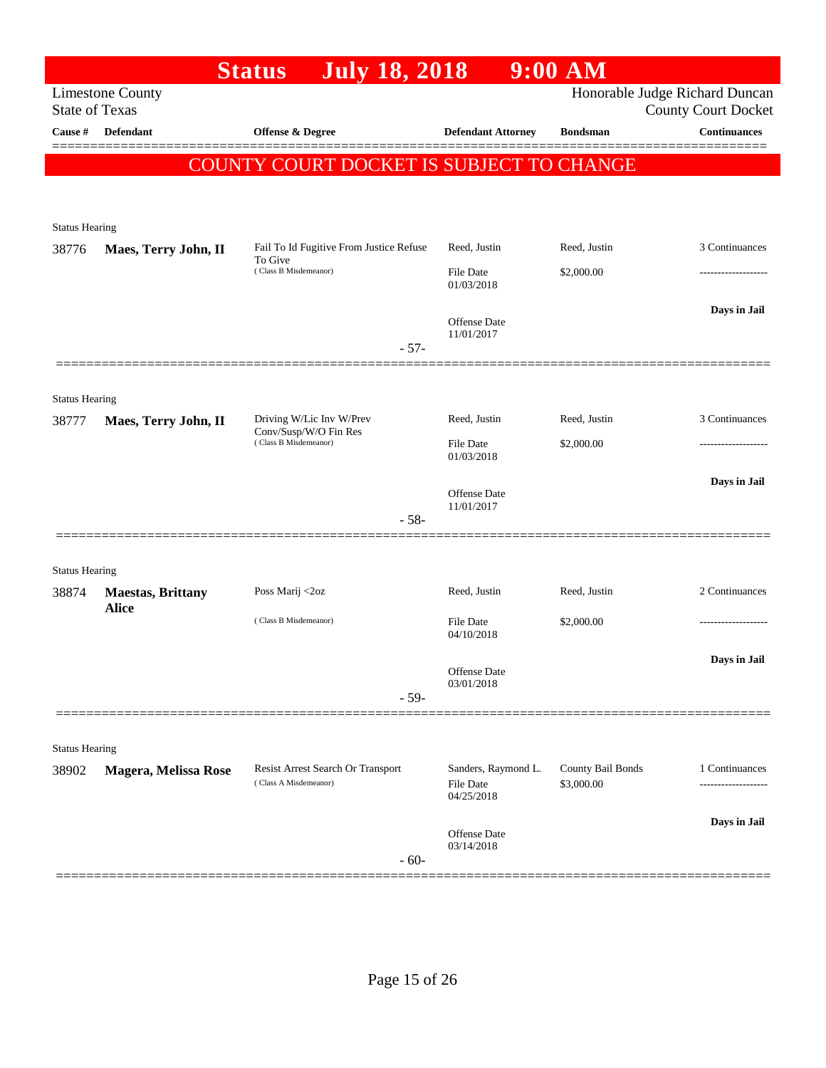# Status July 18, 2018 9:00 AM

Limestone County
State of Texas

Honorable Judge Richard Duncan
County Court Docket

**COUNTY COURT DOCKET IS SUBJECT TO CHANGE**

| Cause # | Defendant | Offense & Degree | Defendant Attorney | Bondsman | Continuances |
|---|---|---|---|---|---|
| Status Hearing | | | | | |
| 38776 | **Maes, Terry John, II** | Fail To Id Fugitive From Justice Refuse To Give (Class B Misdemeanor) | Reed, Justin<br>File Date 01/03/2018<br>Offense Date 11/01/2017 | Reed, Justin<br>$2,000.00 | 3 Continuances<br>-------------------<br>**Days in Jail** |
| | | - 57- | | | |
| Status Hearing | | | | | |
| 38777 | **Maes, Terry John, II** | Driving W/Lic Inv W/Prev Conv/Susp/W/O Fin Res (Class B Misdemeanor) | Reed, Justin<br>File Date 01/03/2018<br>Offense Date 11/01/2017 | Reed, Justin<br>$2,000.00 | 3 Continuances<br>-------------------<br>**Days in Jail** |
| | | - 58- | | | |
| Status Hearing | | | | | |
| 38874 | **Maestas, Brittany Alice** | Poss Marij <2oz (Class B Misdemeanor) | Reed, Justin<br>File Date 04/10/2018<br>Offense Date 03/01/2018 | Reed, Justin<br>$2,000.00 | 2 Continuances<br>-------------------<br>**Days in Jail** |
| | | - 59- | | | |
| Status Hearing | | | | | |
| 38902 | **Magera, Melissa Rose** | Resist Arrest Search Or Transport (Class A Misdemeanor) | Sanders, Raymond L.<br>File Date 04/25/2018<br>Offense Date 03/14/2018 | County Bail Bonds<br>$3,000.00 | 1 Continuances<br>-------------------<br>**Days in Jail** |
| | | - 60- | | | |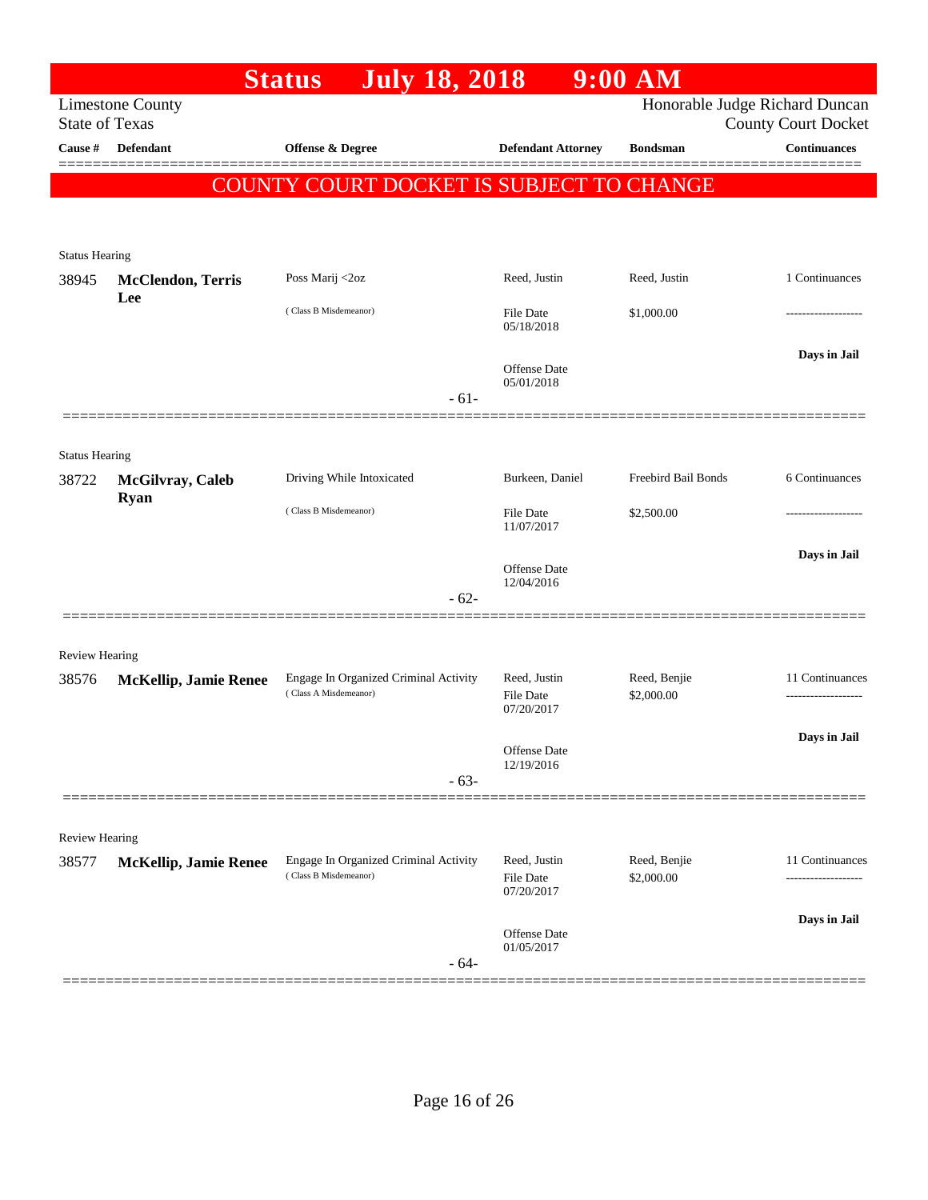# Status July 18, 2018 9:00 AM

Limestone County
State of Texas

Honorable Judge Richard Duncan
County Court Docket

| Cause # | Defendant | Offense & Degree | Defendant Attorney | Bondsman | Continuances |
|---|---|---|---|---|---|

**COUNTY COURT DOCKET IS SUBJECT TO CHANGE**

Status Hearing

| Cause # | Defendant | Offense & Degree | Defendant Attorney | Bondsman | Continuances |
|---|---|---|---|---|---|
| 38945 | **McClendon, Terris Lee** | Poss Marij <2oz (Class B Misdemeanor) | Reed, Justin | Reed, Justin | 1 Continuances |
| | | | File Date 05/18/2018 | $1,000.00 | ------------------- |
| | | | Offense Date 05/01/2018 | | **Days in Jail** |

- 61-

Status Hearing

| Cause # | Defendant | Offense & Degree | Defendant Attorney | Bondsman | Continuances |
|---|---|---|---|---|---|
| 38722 | **McGilvray, Caleb Ryan** | Driving While Intoxicated (Class B Misdemeanor) | Burkeen, Daniel | Freebird Bail Bonds | 6 Continuances |
| | | | File Date 11/07/2017 | $2,500.00 | ------------------- |
| | | | Offense Date 12/04/2016 | | **Days in Jail** |

- 62-

Review Hearing

| Cause # | Defendant | Offense & Degree | Defendant Attorney | Bondsman | Continuances |
|---|---|---|---|---|---|
| 38576 | **McKellip, Jamie Renee** | Engage In Organized Criminal Activity (Class A Misdemeanor) | Reed, Justin | Reed, Benjie | 11 Continuances |
| | | | File Date 07/20/2017 | $2,000.00 | ------------------- |
| | | | Offense Date 12/19/2016 | | **Days in Jail** |

- 63-

Review Hearing

| Cause # | Defendant | Offense & Degree | Defendant Attorney | Bondsman | Continuances |
|---|---|---|---|---|---|
| 38577 | **McKellip, Jamie Renee** | Engage In Organized Criminal Activity (Class B Misdemeanor) | Reed, Justin | Reed, Benjie | 11 Continuances |
| | | | File Date 07/20/2017 | $2,000.00 | ------------------- |
| | | | Offense Date 01/05/2017 | | **Days in Jail** |

- 64-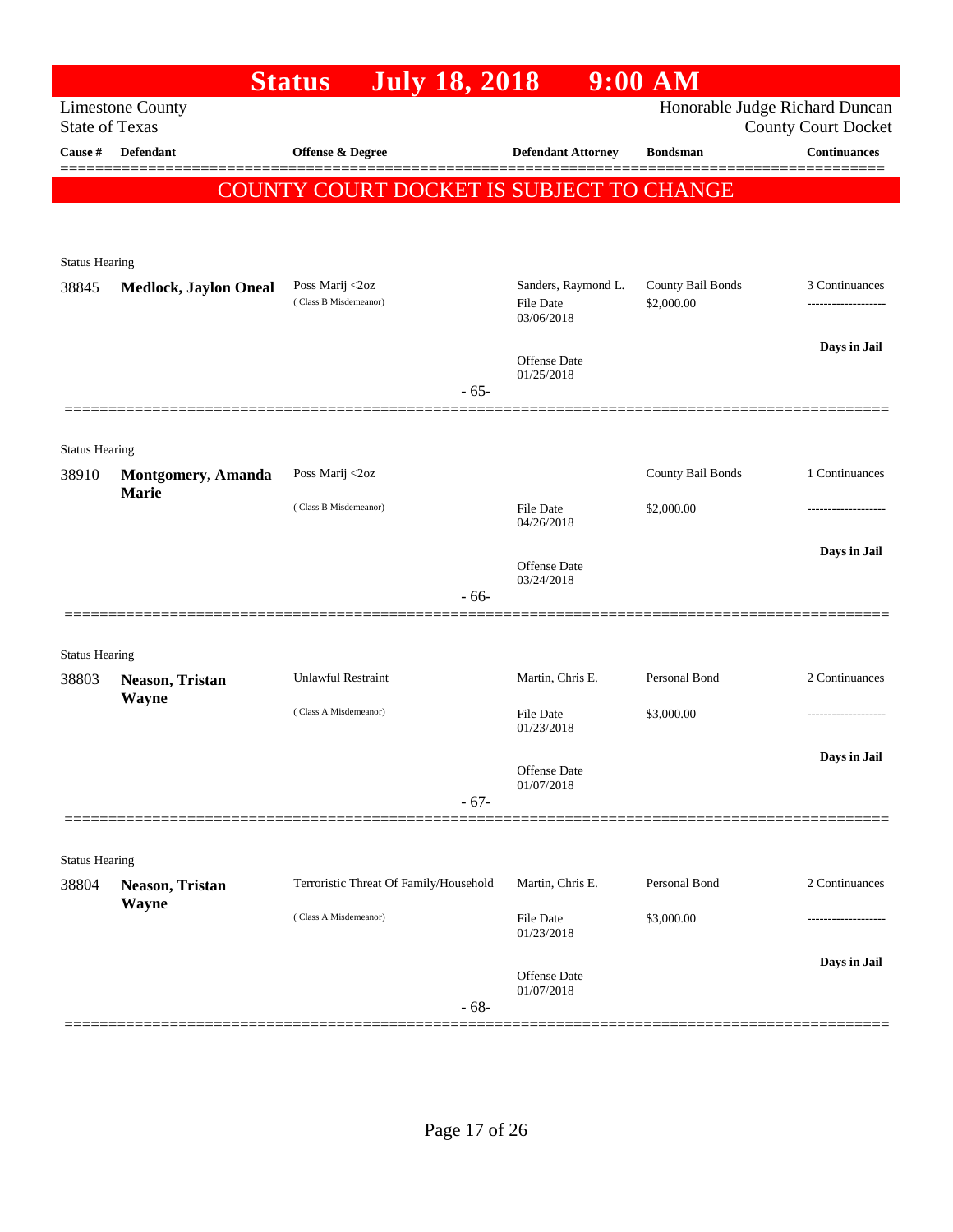# Status July 18, 2018 9:00 AM

Limestone County
State of Texas

Honorable Judge Richard Duncan
County Court Docket

| Cause # | Defendant | Offense & Degree | Defendant Attorney | Bondsman | Continuances |
|---|---|---|---|---|---|

**COUNTY COURT DOCKET IS SUBJECT TO CHANGE**

Status Hearing

| 38845 | **Medlock, Jaylon Oneal** | Poss Marij <2oz (Class B Misdemeanor) | Sanders, Raymond L. File Date 03/06/2018 Offense Date 01/25/2018 | County Bail Bonds $2,000.00 | 3 Continuances ------------------- **Days in Jail** |
|---|---|---|---|---|---|

- 65-

Status Hearing

| 38910 | **Montgomery, Amanda Marie** | Poss Marij <2oz (Class B Misdemeanor) | File Date 04/26/2018 Offense Date 03/24/2018 | County Bail Bonds $2,000.00 | 1 Continuances ------------------- **Days in Jail** |
|---|---|---|---|---|---|

- 66-

Status Hearing

| 38803 | **Neason, Tristan Wayne** | Unlawful Restraint (Class A Misdemeanor) | Martin, Chris E. File Date 01/23/2018 Offense Date 01/07/2018 | Personal Bond $3,000.00 | 2 Continuances ------------------- **Days in Jail** |
|---|---|---|---|---|---|

- 67-

Status Hearing

| 38804 | **Neason, Tristan Wayne** | Terroristic Threat Of Family/Household (Class A Misdemeanor) | Martin, Chris E. File Date 01/23/2018 Offense Date 01/07/2018 | Personal Bond $3,000.00 | 2 Continuances ------------------- **Days in Jail** |
|---|---|---|---|---|---|

- 68-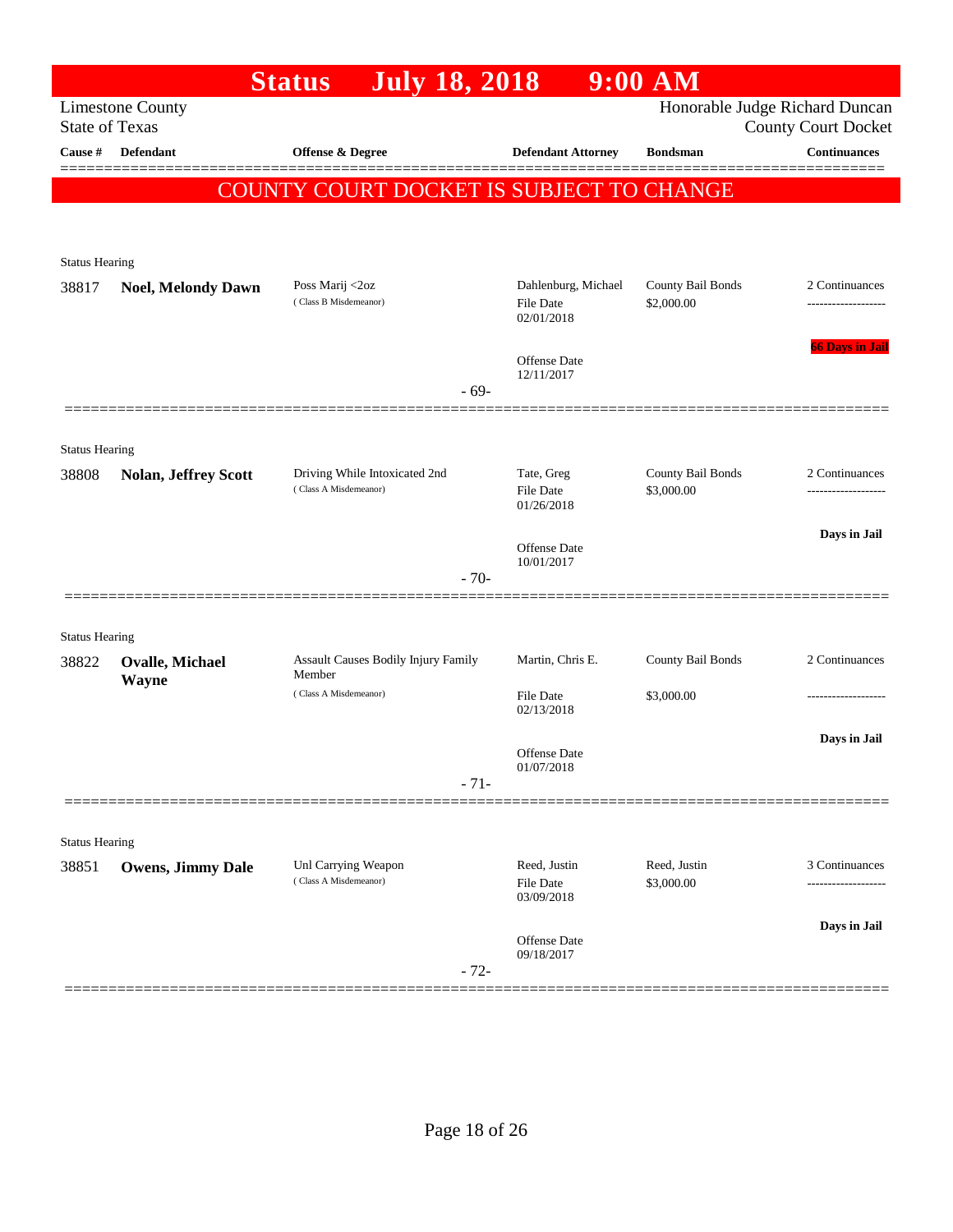# Status July 18, 2018 9:00 AM

Limestone County
State of Texas

Honorable Judge Richard Duncan
County Court Docket

**COUNTY COURT DOCKET IS SUBJECT TO CHANGE**

| Cause # | Defendant | Offense & Degree | Defendant Attorney | Bondsman | Continuances |
|---|---|---|---|---|---|
| Status Hearing | | | | | |
| 38817 | **Noel, Melondy Dawn** | Poss Marij <2oz (Class B Misdemeanor) | Dahlenburg, Michael<br>File Date 02/01/2018<br>Offense Date 12/11/2017 | County Bail Bonds<br>$2,000.00 | 2 Continuances<br>**66 Days in Jail** |
| | | | - 69- | | |
| Status Hearing | | | | | |
| 38808 | **Nolan, Jeffrey Scott** | Driving While Intoxicated 2nd (Class A Misdemeanor) | Tate, Greg<br>File Date 01/26/2018<br>Offense Date 10/01/2017 | County Bail Bonds<br>$3,000.00 | 2 Continuances<br>**Days in Jail** |
| | | | - 70- | | |
| Status Hearing | | | | | |
| 38822 | **Ovalle, Michael Wayne** | Assault Causes Bodily Injury Family Member (Class A Misdemeanor) | Martin, Chris E.<br>File Date 02/13/2018<br>Offense Date 01/07/2018 | County Bail Bonds<br>$3,000.00 | 2 Continuances<br>**Days in Jail** |
| | | | - 71- | | |
| Status Hearing | | | | | |
| 38851 | **Owens, Jimmy Dale** | Unl Carrying Weapon (Class A Misdemeanor) | Reed, Justin<br>File Date 03/09/2018<br>Offense Date 09/18/2017 | Reed, Justin<br>$3,000.00 | 3 Continuances<br>**Days in Jail** |
| | | | - 72- | | |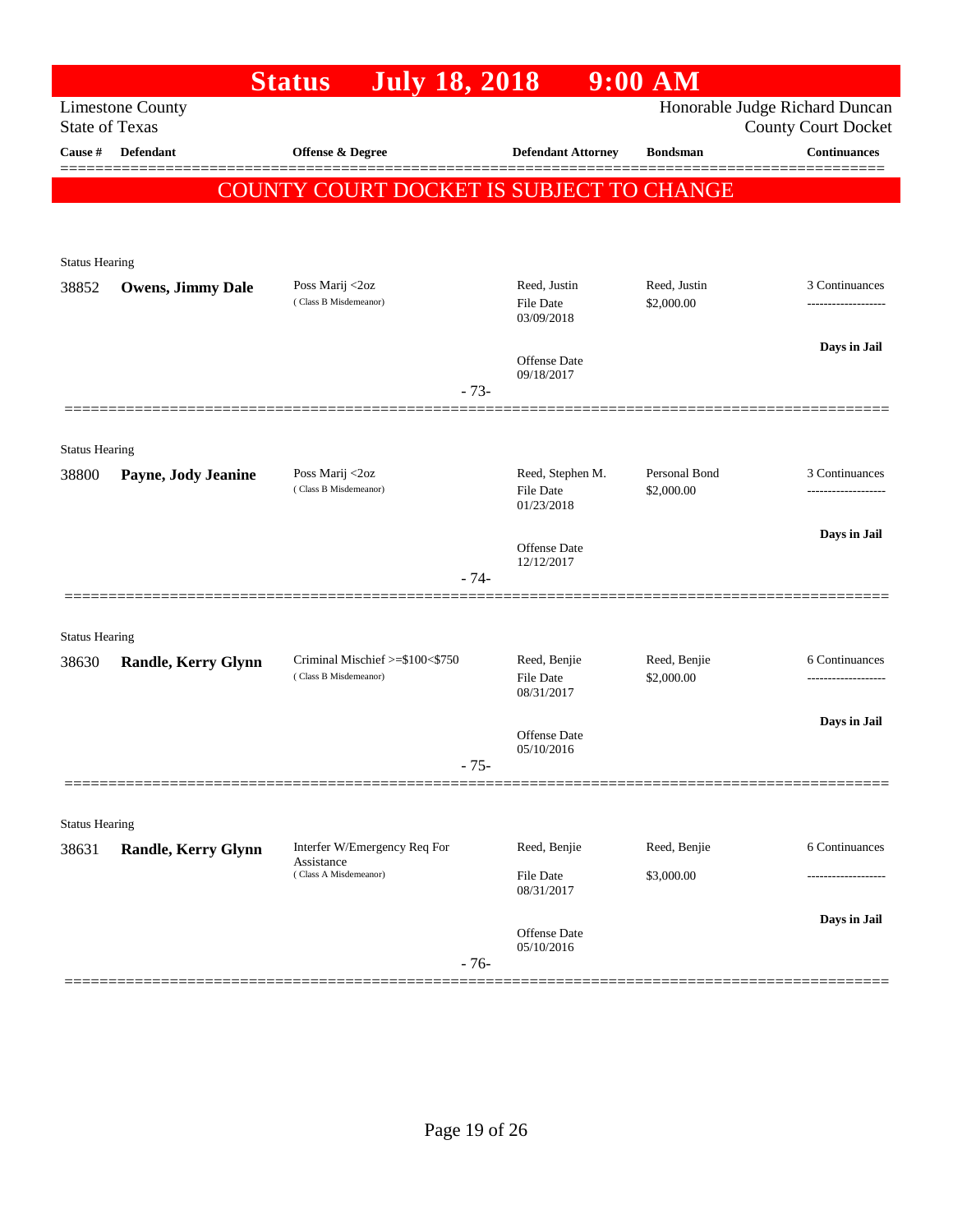# Status July 18, 2018 9:00 AM

Limestone County
State of Texas

Honorable Judge Richard Duncan
County Court Docket

| Cause # | Defendant | Offense & Degree | Defendant Attorney | Bondsman | Continuances |
|---|---|---|---|---|---|

**COUNTY COURT DOCKET IS SUBJECT TO CHANGE**

Status Hearing

| Cause # | Defendant | Offense & Degree | Defendant Attorney | Bondsman | Continuances |
|---|---|---|---|---|---|
| 38852 | **Owens, Jimmy Dale** | Poss Marij <2oz (Class B Misdemeanor) | Reed, Justin<br>File Date 03/09/2018<br>Offense Date 09/18/2017 | Reed, Justin<br>$2,000.00 | 3 Continuances<br>-------------------<br>**Days in Jail** |

- 73-

Status Hearing

| Cause # | Defendant | Offense & Degree | Defendant Attorney | Bondsman | Continuances |
|---|---|---|---|---|---|
| 38800 | **Payne, Jody Jeanine** | Poss Marij <2oz (Class B Misdemeanor) | Reed, Stephen M.<br>File Date 01/23/2018<br>Offense Date 12/12/2017 | Personal Bond<br>$2,000.00 | 3 Continuances<br>-------------------<br>**Days in Jail** |

- 74-

Status Hearing

| Cause # | Defendant | Offense & Degree | Defendant Attorney | Bondsman | Continuances |
|---|---|---|---|---|---|
| 38630 | **Randle, Kerry Glynn** | Criminal Mischief >=$100<$750 (Class B Misdemeanor) | Reed, Benjie<br>File Date 08/31/2017<br>Offense Date 05/10/2016 | Reed, Benjie<br>$2,000.00 | 6 Continuances<br>-------------------<br>**Days in Jail** |

- 75-

Status Hearing

| Cause # | Defendant | Offense & Degree | Defendant Attorney | Bondsman | Continuances |
|---|---|---|---|---|---|
| 38631 | **Randle, Kerry Glynn** | Interfer W/Emergency Req For Assistance (Class A Misdemeanor) | Reed, Benjie<br>File Date 08/31/2017<br>Offense Date 05/10/2016 | Reed, Benjie<br>$3,000.00 | 6 Continuances<br>-------------------<br>**Days in Jail** |

- 76-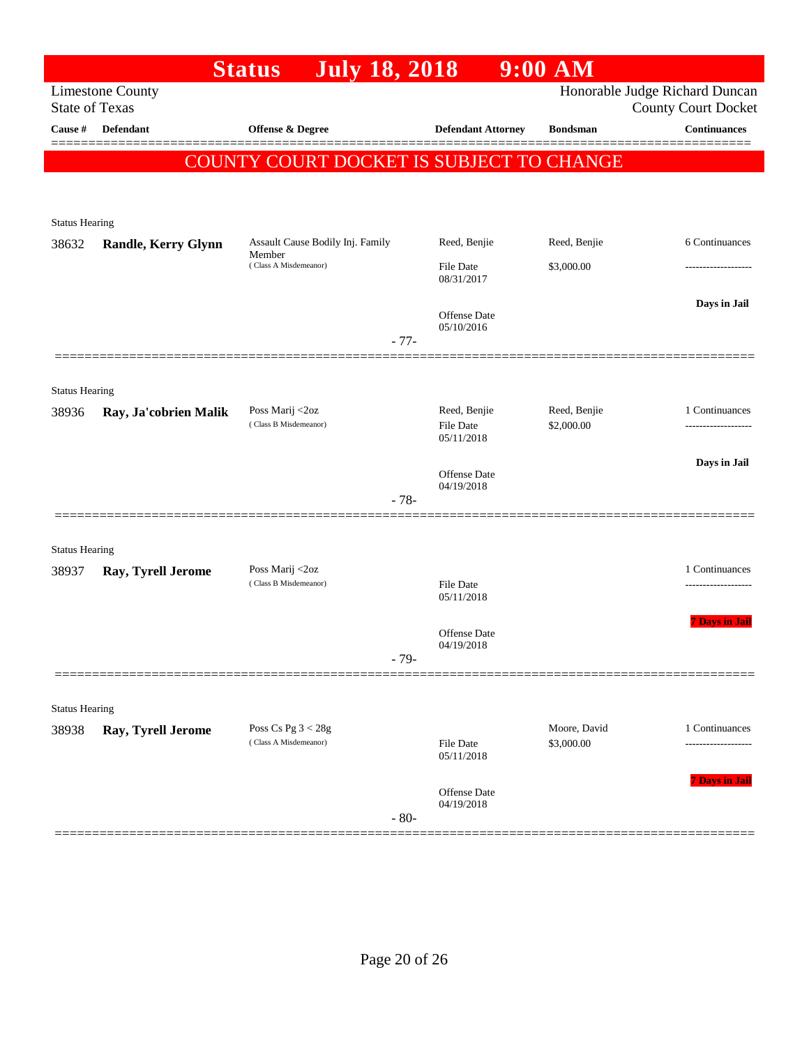# Status July 18, 2018 9:00 AM

Limestone County
State of Texas

Honorable Judge Richard Duncan
County Court Docket

| Cause # | Defendant | Offense & Degree | Defendant Attorney | Bondsman | Continuances |
|---|---|---|---|---|---|

**COUNTY COURT DOCKET IS SUBJECT TO CHANGE**

---

Status Hearing

| Cause # | Defendant | Offense & Degree | Defendant Attorney | Bondsman | Continuances |
|---|---|---|---|---|---|
| 38632 | **Randle, Kerry Glynn** | Assault Cause Bodily Inj. Family Member (Class A Misdemeanor) | Reed, Benjie | Reed, Benjie | 6 Continuances |
| | | | File Date 08/31/2017 | $3,000.00 | |
| | | | Offense Date 05/10/2016 | | **Days in Jail** |

- 77-

---

Status Hearing

| Cause # | Defendant | Offense & Degree | Defendant Attorney | Bondsman | Continuances |
|---|---|---|---|---|---|
| 38936 | **Ray, Ja'cobrien Malik** | Poss Marij <2oz (Class B Misdemeanor) | Reed, Benjie | Reed, Benjie | 1 Continuances |
| | | | File Date 05/11/2018 | $2,000.00 | |
| | | | Offense Date 04/19/2018 | | **Days in Jail** |

- 78-

---

Status Hearing

| Cause # | Defendant | Offense & Degree | Defendant Attorney | Bondsman | Continuances |
|---|---|---|---|---|---|
| 38937 | **Ray, Tyrell Jerome** | Poss Marij <2oz (Class B Misdemeanor) | | | 1 Continuances |
| | | | File Date 05/11/2018 | | |
| | | | Offense Date 04/19/2018 | | **7 Days in Jail** |

- 79-

---

Status Hearing

| Cause # | Defendant | Offense & Degree | Defendant Attorney | Bondsman | Continuances |
|---|---|---|---|---|---|
| 38938 | **Ray, Tyrell Jerome** | Poss Cs Pg 3 < 28g (Class A Misdemeanor) | | Moore, David | 1 Continuances |
| | | | File Date 05/11/2018 | $3,000.00 | |
| | | | Offense Date 04/19/2018 | | **7 Days in Jail** |

- 80-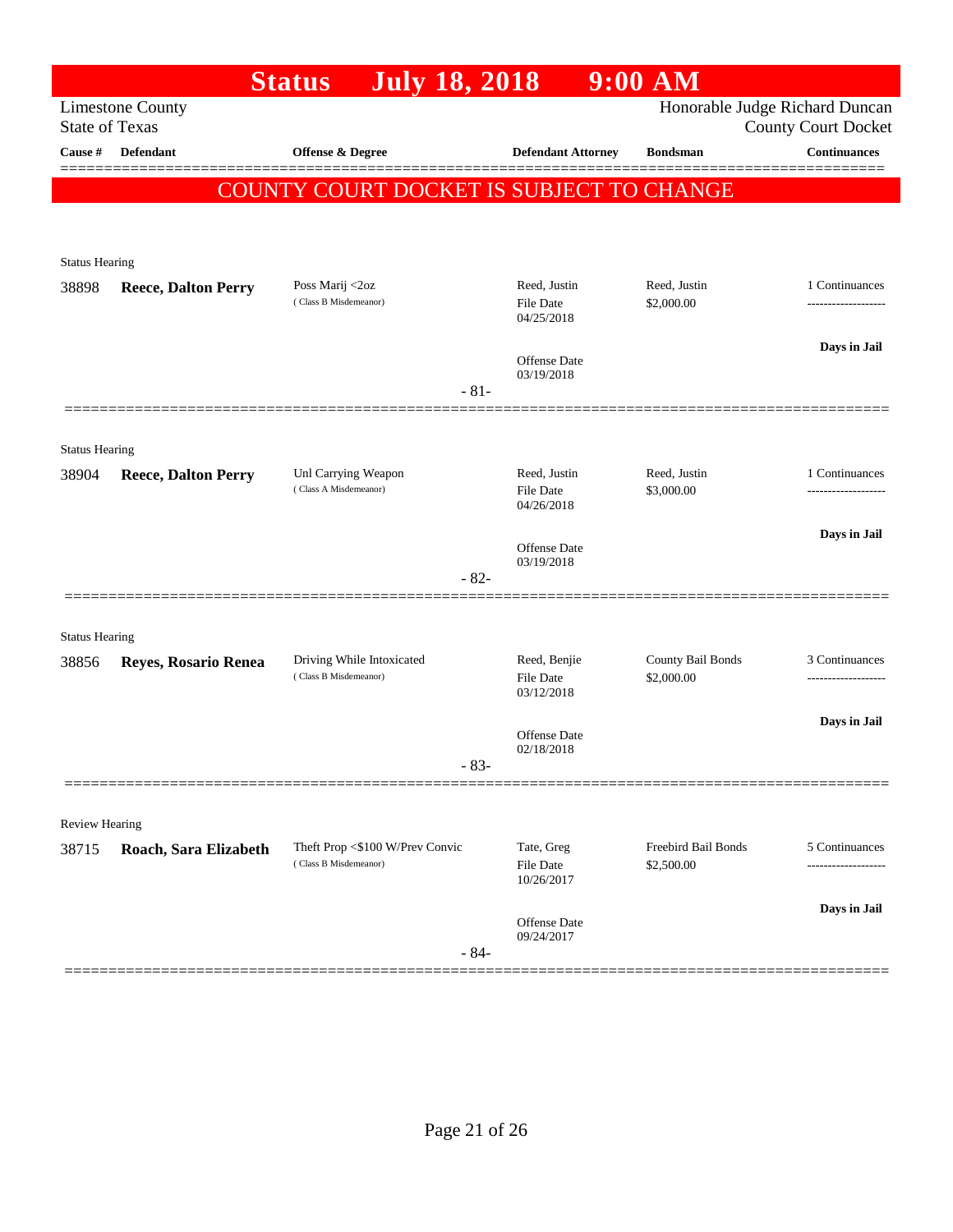# Status July 18, 2018 9:00 AM

Limestone County
State of Texas

Honorable Judge Richard Duncan
County Court Docket

| Cause # | Defendant | Offense & Degree | Defendant Attorney | Bondsman | Continuances |
|---|---|---|---|---|---|

**COUNTY COURT DOCKET IS SUBJECT TO CHANGE**

Status Hearing

| Cause # | Defendant | Offense & Degree | Defendant Attorney | Bondsman | Continuances |
|---|---|---|---|---|---|
| 38898 | **Reece, Dalton Perry** | Poss Marij <2oz (Class B Misdemeanor) | Reed, Justin<br>File Date 04/25/2018<br>Offense Date 03/19/2018 | Reed, Justin<br>$2,000.00 | 1 Continuances<br>**Days in Jail** |

- 81-

Status Hearing

| Cause # | Defendant | Offense & Degree | Defendant Attorney | Bondsman | Continuances |
|---|---|---|---|---|---|
| 38904 | **Reece, Dalton Perry** | Unl Carrying Weapon (Class A Misdemeanor) | Reed, Justin<br>File Date 04/26/2018<br>Offense Date 03/19/2018 | Reed, Justin<br>$3,000.00 | 1 Continuances<br>**Days in Jail** |

- 82-

Status Hearing

| Cause # | Defendant | Offense & Degree | Defendant Attorney | Bondsman | Continuances |
|---|---|---|---|---|---|
| 38856 | **Reyes, Rosario Renea** | Driving While Intoxicated (Class B Misdemeanor) | Reed, Benjie<br>File Date 03/12/2018<br>Offense Date 02/18/2018 | County Bail Bonds<br>$2,000.00 | 3 Continuances<br>**Days in Jail** |

- 83-

Review Hearing

| Cause # | Defendant | Offense & Degree | Defendant Attorney | Bondsman | Continuances |
|---|---|---|---|---|---|
| 38715 | **Roach, Sara Elizabeth** | Theft Prop <$100 W/Prev Convic (Class B Misdemeanor) | Tate, Greg<br>File Date 10/26/2017<br>Offense Date 09/24/2017 | Freebird Bail Bonds<br>$2,500.00 | 5 Continuances<br>**Days in Jail** |

- 84-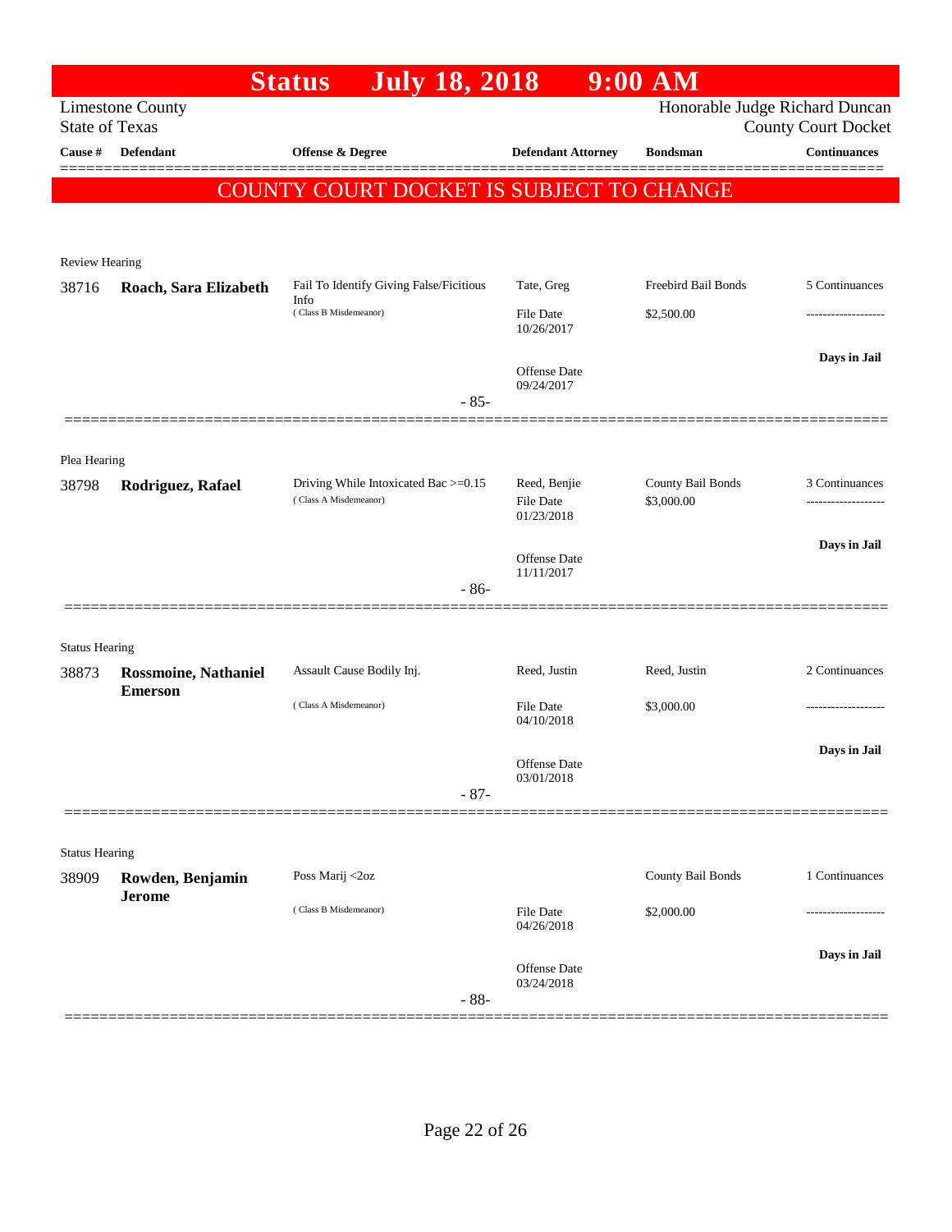# Status July 18, 2018 9:00 AM

Limestone County
State of Texas

Honorable Judge Richard Duncan
County Court Docket

| Cause # | Defendant | Offense & Degree | Defendant Attorney | Bondsman | Continuances |
|---|---|---|---|---|---|

**COUNTY COURT DOCKET IS SUBJECT TO CHANGE**

Review Hearing

| Cause # | Defendant | Offense & Degree | Defendant Attorney | Bondsman | Continuances |
|---|---|---|---|---|---|
| 38716 | **Roach, Sara Elizabeth** | Fail To Identify Giving False/Ficitious Info (Class B Misdemeanor) | Tate, Greg | Freebird Bail Bonds | 5 Continuances |
| | | | File Date 10/26/2017 | $2,500.00 | ------------------- |
| | | | Offense Date 09/24/2017 | | Days in Jail |
| | | - 85- | | | |

Plea Hearing

| Cause # | Defendant | Offense & Degree | Defendant Attorney | Bondsman | Continuances |
|---|---|---|---|---|---|
| 38798 | **Rodriguez, Rafael** | Driving While Intoxicated Bac >=0.15 (Class A Misdemeanor) | Reed, Benjie | County Bail Bonds | 3 Continuances |
| | | | File Date 01/23/2018 | $3,000.00 | ------------------- |
| | | | Offense Date 11/11/2017 | | Days in Jail |
| | | - 86- | | | |

Status Hearing

| Cause # | Defendant | Offense & Degree | Defendant Attorney | Bondsman | Continuances |
|---|---|---|---|---|---|
| 38873 | **Rossmoine, Nathaniel Emerson** | Assault Cause Bodily Inj. (Class A Misdemeanor) | Reed, Justin | Reed, Justin | 2 Continuances |
| | | | File Date 04/10/2018 | $3,000.00 | ------------------- |
| | | | Offense Date 03/01/2018 | | Days in Jail |
| | | - 87- | | | |

Status Hearing

| Cause # | Defendant | Offense & Degree | Defendant Attorney | Bondsman | Continuances |
|---|---|---|---|---|---|
| 38909 | **Rowden, Benjamin Jerome** | Poss Marij <2oz (Class B Misdemeanor) | | County Bail Bonds | 1 Continuances |
| | | | File Date 04/26/2018 | $2,000.00 | ------------------- |
| | | | Offense Date 03/24/2018 | | Days in Jail |
| | | - 88- | | | |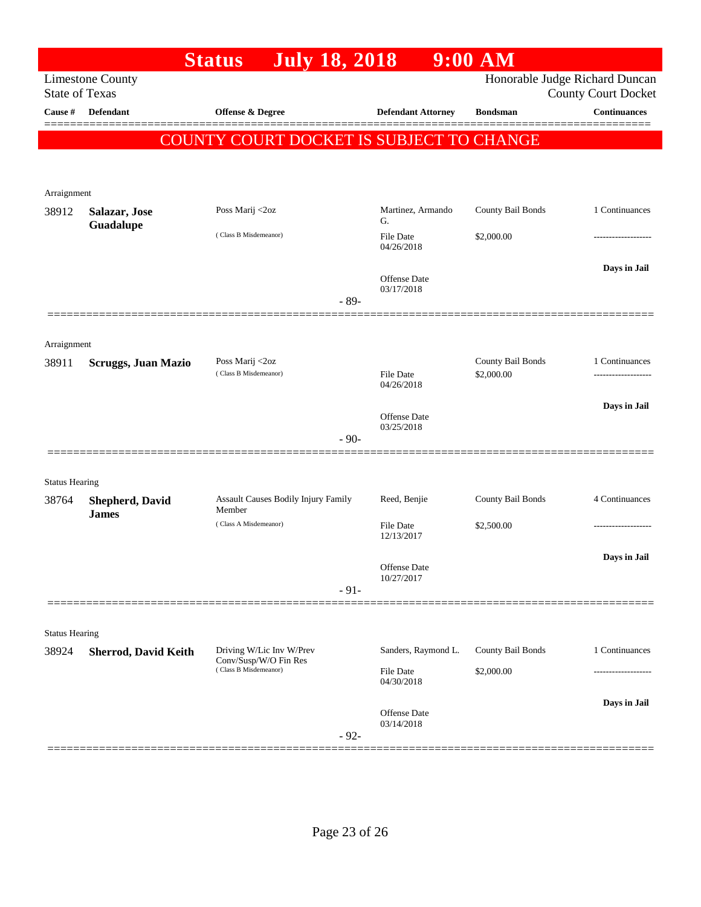# Status July 18, 2018 9:00 AM

Limestone County
State of Texas

Honorable Judge Richard Duncan
County Court Docket

| Cause # | Defendant | Offense & Degree | Defendant Attorney | Bondsman | Continuances |
|---|---|---|---|---|---|

**COUNTY COURT DOCKET IS SUBJECT TO CHANGE**

---

Arraignment

| Cause # | Defendant | Offense & Degree | Defendant Attorney | Bondsman | Continuances |
|---|---|---|---|---|---|
| 38912 | **Salazar, Jose Guadalupe** | Poss Marij <2oz (Class B Misdemeanor) | Martinez, Armando G. | County Bail Bonds | 1 Continuances |
| | | | File Date 04/26/2018 | $2,000.00 | ------------------- |
| | | | Offense Date 03/17/2018 | | **Days in Jail** |

- 89-

---

Arraignment

| Cause # | Defendant | Offense & Degree | Defendant Attorney | Bondsman | Continuances |
|---|---|---|---|---|---|
| 38911 | **Scruggs, Juan Mazio** | Poss Marij <2oz (Class B Misdemeanor) | | County Bail Bonds | 1 Continuances |
| | | | File Date 04/26/2018 | $2,000.00 | ------------------- |
| | | | Offense Date 03/25/2018 | | **Days in Jail** |

- 90-

---

Status Hearing

| Cause # | Defendant | Offense & Degree | Defendant Attorney | Bondsman | Continuances |
|---|---|---|---|---|---|
| 38764 | **Shepherd, David James** | Assault Causes Bodily Injury Family Member (Class A Misdemeanor) | Reed, Benjie | County Bail Bonds | 4 Continuances |
| | | | File Date 12/13/2017 | $2,500.00 | ------------------- |
| | | | Offense Date 10/27/2017 | | **Days in Jail** |

- 91-

---

Status Hearing

| Cause # | Defendant | Offense & Degree | Defendant Attorney | Bondsman | Continuances |
|---|---|---|---|---|---|
| 38924 | **Sherrod, David Keith** | Driving W/Lic Inv W/Prev Conv/Susp/W/O Fin Res (Class B Misdemeanor) | Sanders, Raymond L. | County Bail Bonds | 1 Continuances |
| | | | File Date 04/30/2018 | $2,000.00 | ------------------- |
| | | | Offense Date 03/14/2018 | | **Days in Jail** |

- 92-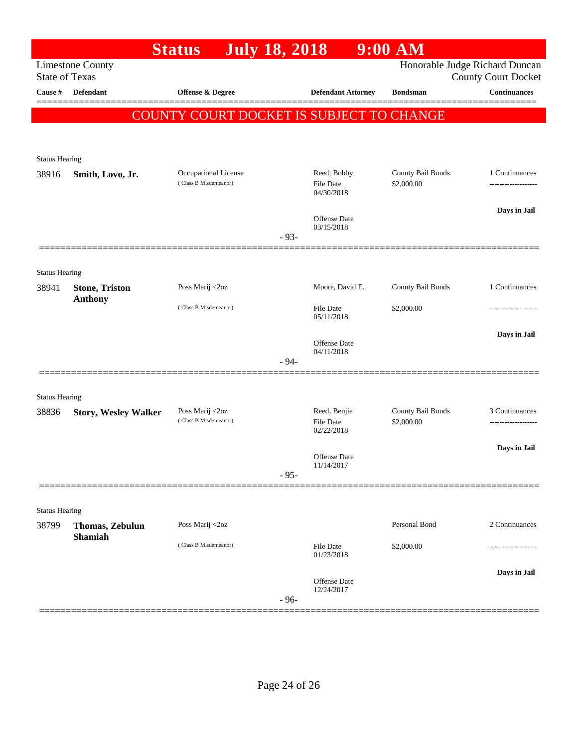# Status July 18, 2018 9:00 AM

Limestone County
State of Texas

Honorable Judge Richard Duncan
County Court Docket

**COUNTY COURT DOCKET IS SUBJECT TO CHANGE**

| Cause # | Defendant | Offense & Degree | Defendant Attorney | Bondsman | Continuances |
|---|---|---|---|---|---|
| Status Hearing | | | | | |
| 38916 | **Smith, Lovo, Jr.** | Occupational License (Class B Misdemeanor) | Reed, Bobby<br>File Date 04/30/2018<br>Offense Date 03/15/2018 | County Bail Bonds<br>$2,000.00 | 1 Continuances<br>**Days in Jail** |
| | | | - 93- | | |
| Status Hearing | | | | | |
| 38941 | **Stone, Triston Anthony** | Poss Marij <2oz (Class B Misdemeanor) | Moore, David E.<br>File Date 05/11/2018<br>Offense Date 04/11/2018 | County Bail Bonds<br>$2,000.00 | 1 Continuances<br>**Days in Jail** |
| | | | - 94- | | |
| Status Hearing | | | | | |
| 38836 | **Story, Wesley Walker** | Poss Marij <2oz (Class B Misdemeanor) | Reed, Benjie<br>File Date 02/22/2018<br>Offense Date 11/14/2017 | County Bail Bonds<br>$2,000.00 | 3 Continuances<br>**Days in Jail** |
| | | | - 95- | | |
| Status Hearing | | | | | |
| 38799 | **Thomas, Zebulun Shamiah** | Poss Marij <2oz (Class B Misdemeanor) | File Date 01/23/2018<br>Offense Date 12/24/2017 | Personal Bond<br>$2,000.00 | 2 Continuances<br>**Days in Jail** |
| | | | - 96- | | |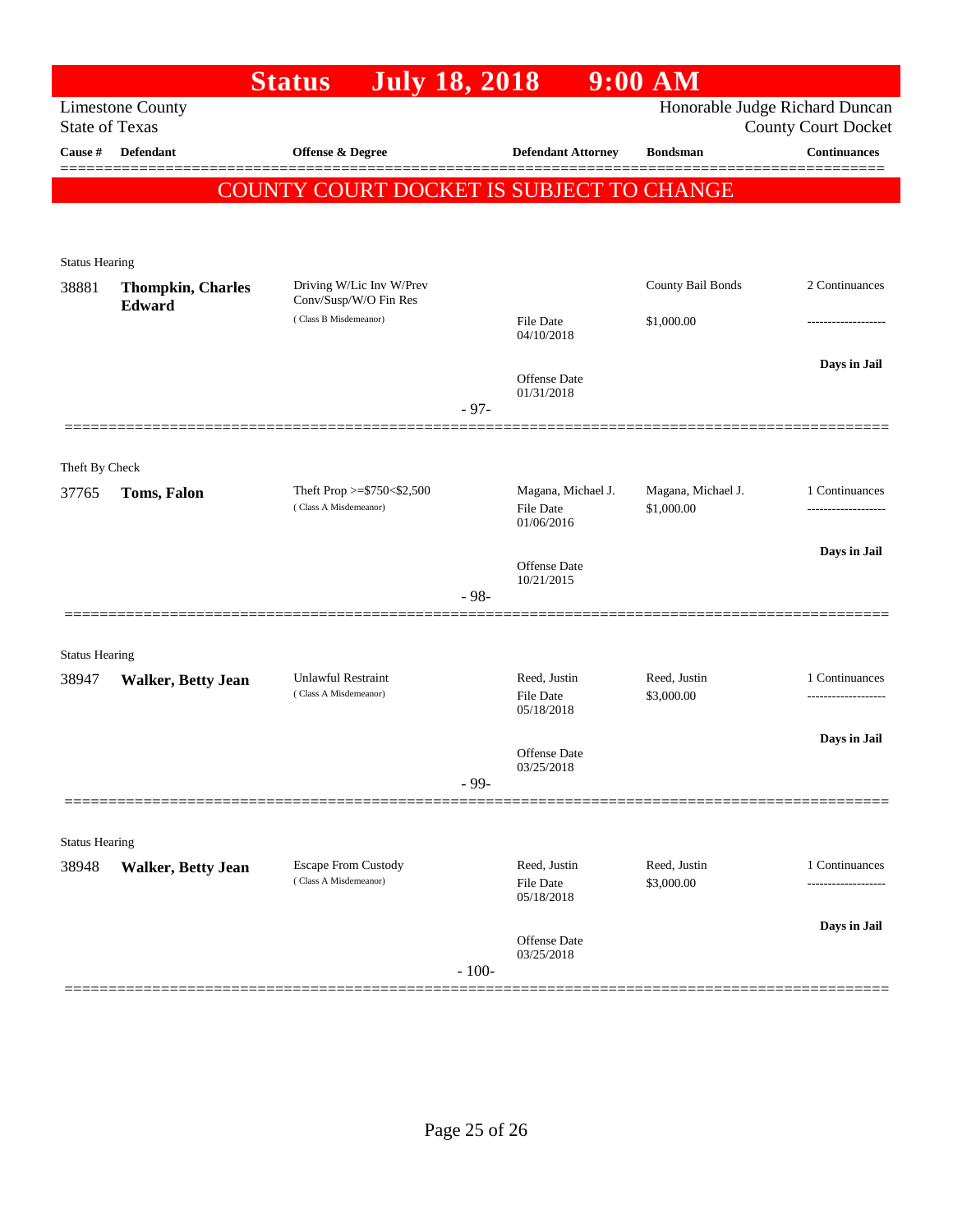# Status July 18, 2018 9:00 AM

Limestone County
State of Texas

Honorable Judge Richard Duncan
County Court Docket

| Cause # | Defendant | Offense & Degree | Defendant Attorney | Bondsman | Continuances |
|---|---|---|---|---|---|

**COUNTY COURT DOCKET IS SUBJECT TO CHANGE**

Status Hearing

| Cause # | Defendant | Offense & Degree | Defendant Attorney | Bondsman | Continuances |
|---|---|---|---|---|---|
| 38881 | **Thompkin, Charles Edward** | Driving W/Lic Inv W/Prev Conv/Susp/W/O Fin Res (Class B Misdemeanor) | File Date 04/10/2018<br>Offense Date 01/31/2018 | County Bail Bonds<br>$1,000.00 | 2 Continuances<br>-------------------<br>**Days in Jail** |

- 97-

Theft By Check

| Cause # | Defendant | Offense & Degree | Defendant Attorney | Bondsman | Continuances |
|---|---|---|---|---|---|
| 37765 | **Toms, Falon** | Theft Prop >=$750<$2,500 (Class A Misdemeanor) | Magana, Michael J.<br>File Date 01/06/2016<br>Offense Date 10/21/2015 | Magana, Michael J.<br>$1,000.00 | 1 Continuances<br>-------------------<br>**Days in Jail** |

- 98-

Status Hearing

| Cause # | Defendant | Offense & Degree | Defendant Attorney | Bondsman | Continuances |
|---|---|---|---|---|---|
| 38947 | **Walker, Betty Jean** | Unlawful Restraint (Class A Misdemeanor) | Reed, Justin<br>File Date 05/18/2018<br>Offense Date 03/25/2018 | Reed, Justin<br>$3,000.00 | 1 Continuances<br>-------------------<br>**Days in Jail** |

- 99-

Status Hearing

| Cause # | Defendant | Offense & Degree | Defendant Attorney | Bondsman | Continuances |
|---|---|---|---|---|---|
| 38948 | **Walker, Betty Jean** | Escape From Custody (Class A Misdemeanor) | Reed, Justin<br>File Date 05/18/2018<br>Offense Date 03/25/2018 | Reed, Justin<br>$3,000.00 | 1 Continuances<br>-------------------<br>**Days in Jail** |

- 100-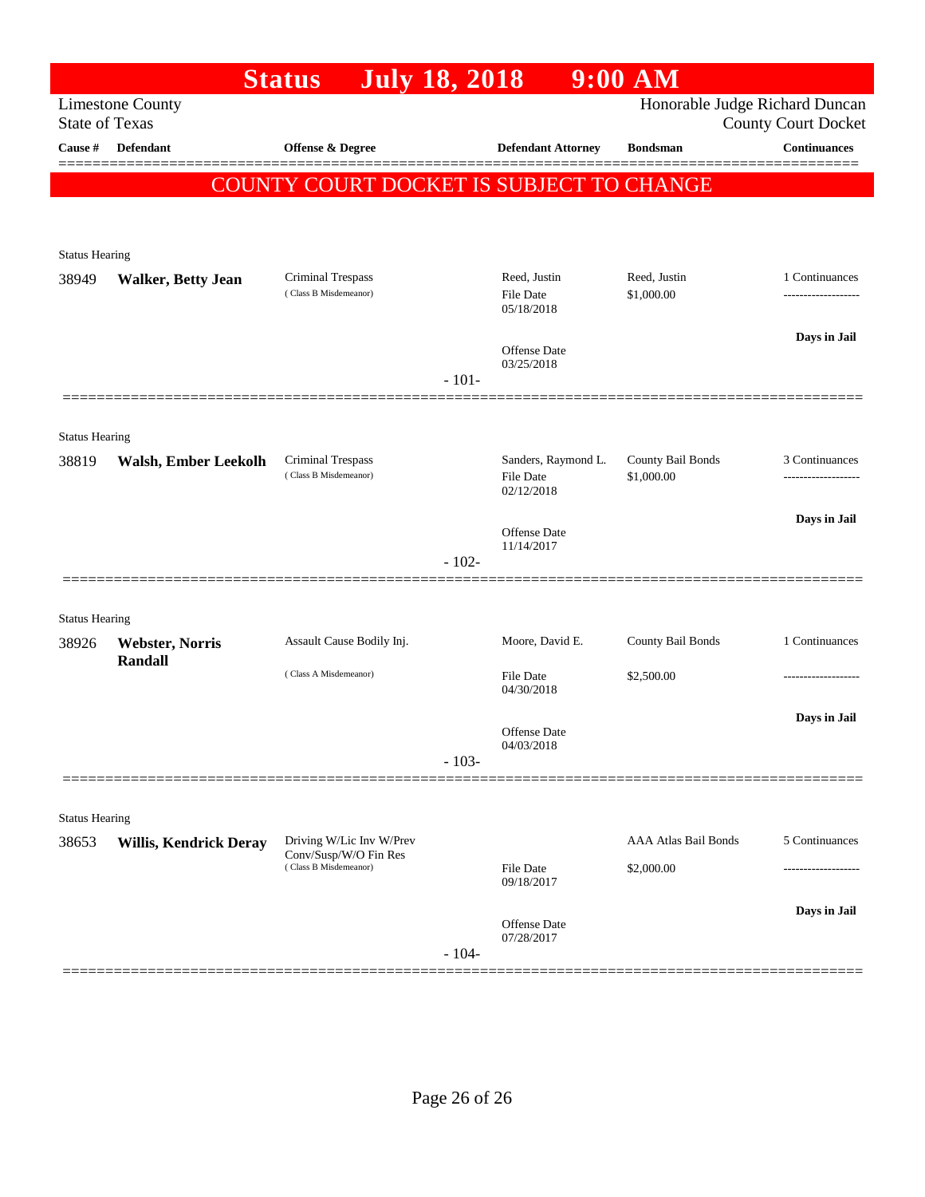# Status July 18, 2018 9:00 AM

Limestone County
State of Texas

Honorable Judge Richard Duncan
County Court Docket

| Cause # | Defendant | Offense & Degree | Defendant Attorney | Bondsman | Continuances |
|---|---|---|---|---|---|

**COUNTY COURT DOCKET IS SUBJECT TO CHANGE**

Status Hearing

| Cause # | Defendant | Offense & Degree | Defendant Attorney | Bondsman | Continuances |
|---|---|---|---|---|---|
| 38949 | **Walker, Betty Jean** | Criminal Trespass (Class B Misdemeanor) | Reed, Justin<br>File Date 05/18/2018<br>Offense Date 03/25/2018 | Reed, Justin<br>$1,000.00 | 1 Continuances<br>-------------------<br>**Days in Jail** |

- 101-

Status Hearing

| Cause # | Defendant | Offense & Degree | Defendant Attorney | Bondsman | Continuances |
|---|---|---|---|---|---|
| 38819 | **Walsh, Ember Leekolh** | Criminal Trespass (Class B Misdemeanor) | Sanders, Raymond L.<br>File Date 02/12/2018<br>Offense Date 11/14/2017 | County Bail Bonds<br>$1,000.00 | 3 Continuances<br>-------------------<br>**Days in Jail** |

- 102-

Status Hearing

| Cause # | Defendant | Offense & Degree | Defendant Attorney | Bondsman | Continuances |
|---|---|---|---|---|---|
| 38926 | **Webster, Norris Randall** | Assault Cause Bodily Inj. (Class A Misdemeanor) | Moore, David E.<br>File Date 04/30/2018<br>Offense Date 04/03/2018 | County Bail Bonds<br>$2,500.00 | 1 Continuances<br>-------------------<br>**Days in Jail** |

- 103-

Status Hearing

| Cause # | Defendant | Offense & Degree | Defendant Attorney | Bondsman | Continuances |
|---|---|---|---|---|---|
| 38653 | **Willis, Kendrick Deray** | Driving W/Lic Inv W/Prev Conv/Susp/W/O Fin Res (Class B Misdemeanor) | File Date 09/18/2017<br>Offense Date 07/28/2017 | AAA Atlas Bail Bonds<br>$2,000.00 | 5 Continuances<br>-------------------<br>**Days in Jail** |

- 104-